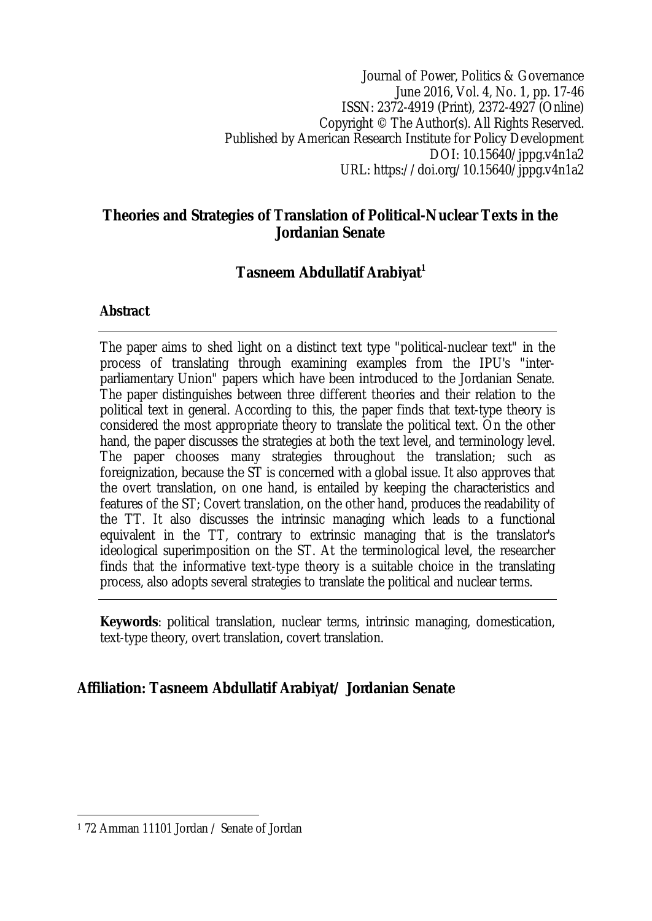Journal of Power, Politics & Governance
June 2016, Vol. 4, No. 1, pp. 17-46
ISSN: 2372-4919 (Print), 2372-4927 (Online)
Copyright © The Author(s). All Rights Reserved.
Published by American Research Institute for Policy Development
DOI: 10.15640/jppg.v4n1a2
URL: https://doi.org/10.15640/jppg.v4n1a2

# Theories and Strategies of Translation of Political-Nuclear Texts in the Jordanian Senate

**Tasneem Abdullatif Arabiyat[1]**

## Abstract

The paper aims to shed light on a distinct text type "political-nuclear text" in the process of translating through examining examples from the IPU's "inter-parliamentary Union" papers which have been introduced to the Jordanian Senate. The paper distinguishes between three different theories and their relation to the political text in general. According to this, the paper finds that text-type theory is considered the most appropriate theory to translate the political text. On the other hand, the paper discusses the strategies at both the text level, and terminology level. The paper chooses many strategies throughout the translation; such as foreignization, because the ST is concerned with a global issue. It also approves that the overt translation, on one hand, is entailed by keeping the characteristics and features of the ST; Covert translation, on the other hand, produces the readability of the TT. It also discusses the intrinsic managing which leads to a functional equivalent in the TT, contrary to extrinsic managing that is the translator's ideological superimposition on the ST. At the terminological level, the researcher finds that the informative text-type theory is a suitable choice in the translating process, also adopts several strategies to translate the political and nuclear terms.

**Keywords**: political translation, nuclear terms, intrinsic managing, domestication, text-type theory, overt translation, covert translation.

**Affiliation: Tasneem Abdullatif Arabiyat/ Jordanian Senate**

---

[1] 72 Amman 11101 Jordan / Senate of Jordan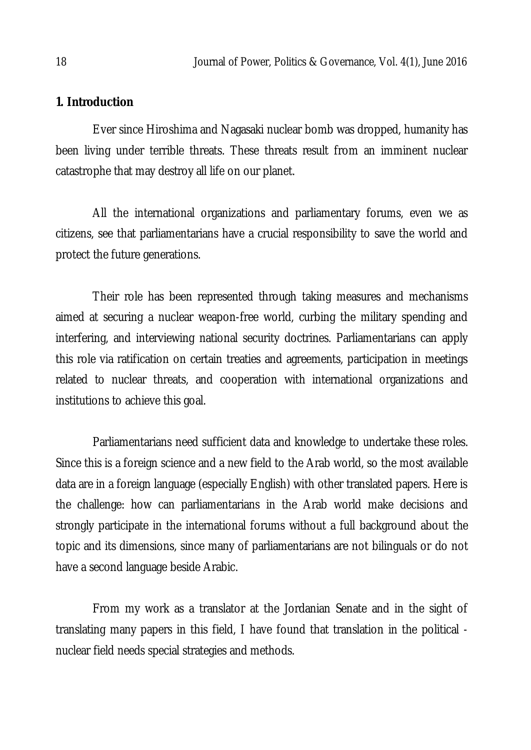## 1. Introduction

Ever since Hiroshima and Nagasaki nuclear bomb was dropped, humanity has been living under terrible threats. These threats result from an imminent nuclear catastrophe that may destroy all life on our planet.

All the international organizations and parliamentary forums, even we as citizens, see that parliamentarians have a crucial responsibility to save the world and protect the future generations.

Their role has been represented through taking measures and mechanisms aimed at securing a nuclear weapon-free world, curbing the military spending and interfering, and interviewing national security doctrines. Parliamentarians can apply this role via ratification on certain treaties and agreements, participation in meetings related to nuclear threats, and cooperation with international organizations and institutions to achieve this goal.

Parliamentarians need sufficient data and knowledge to undertake these roles. Since this is a foreign science and a new field to the Arab world, so the most available data are in a foreign language (especially English) with other translated papers. Here is the challenge: how can parliamentarians in the Arab world make decisions and strongly participate in the international forums without a full background about the topic and its dimensions, since many of parliamentarians are not bilinguals or do not have a second language beside Arabic.

From my work as a translator at the Jordanian Senate and in the sight of translating many papers in this field, I have found that translation in the political - nuclear field needs special strategies and methods.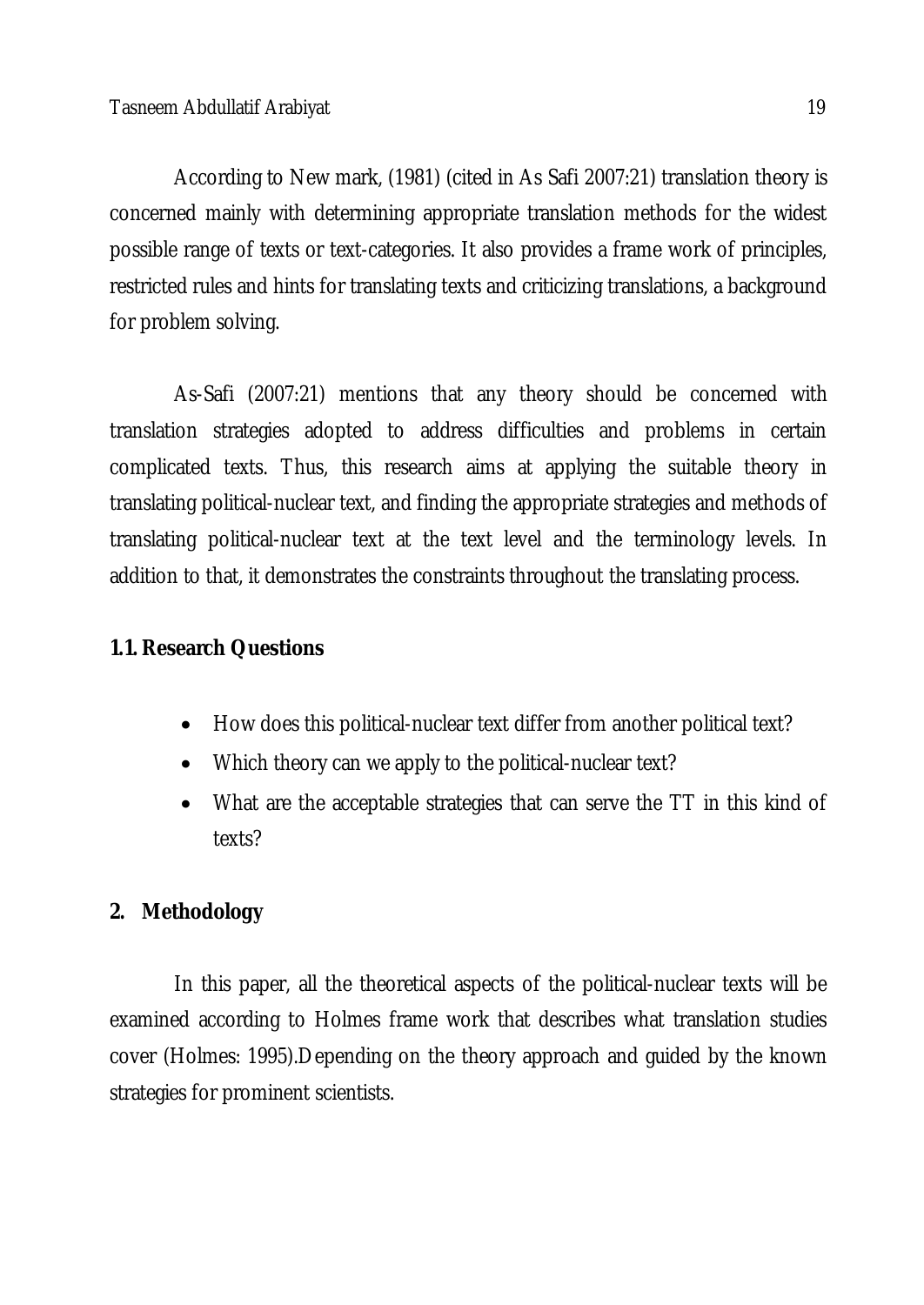According to New mark, (1981) (cited in As Safi 2007:21) translation theory is concerned mainly with determining appropriate translation methods for the widest possible range of texts or text-categories. It also provides a frame work of principles, restricted rules and hints for translating texts and criticizing translations, a background for problem solving.

As-Safi (2007:21) mentions that any theory should be concerned with translation strategies adopted to address difficulties and problems in certain complicated texts. Thus, this research aims at applying the suitable theory in translating political-nuclear text, and finding the appropriate strategies and methods of translating political-nuclear text at the text level and the terminology levels. In addition to that, it demonstrates the constraints throughout the translating process.

## 1.1. Research Questions

- How does this political-nuclear text differ from another political text?
- Which theory can we apply to the political-nuclear text?
- What are the acceptable strategies that can serve the TT in this kind of texts?

## 2. Methodology

In this paper, all the theoretical aspects of the political-nuclear texts will be examined according to Holmes frame work that describes what translation studies cover (Holmes: 1995).Depending on the theory approach and guided by the known strategies for prominent scientists.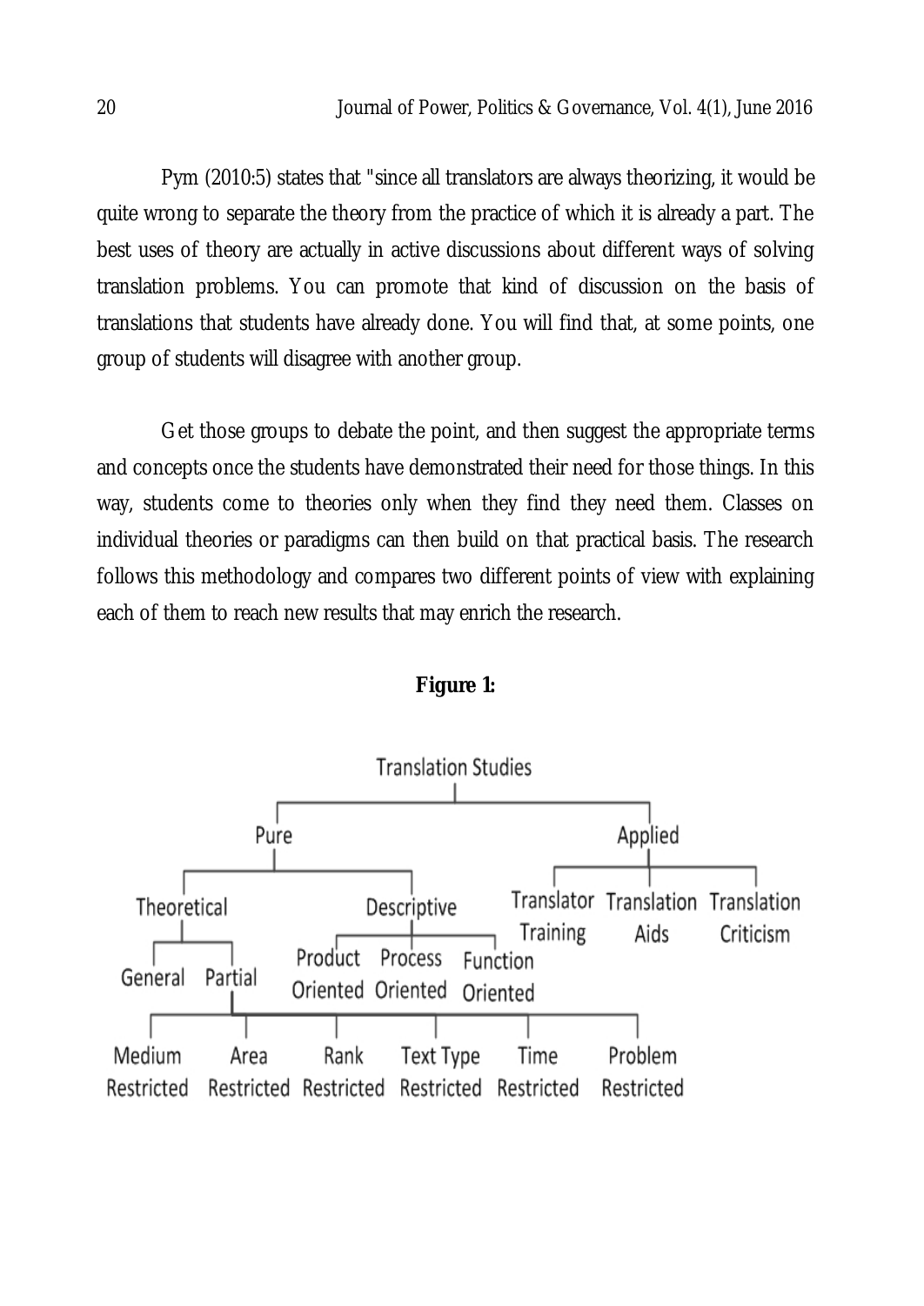Pym (2010:5) states that "since all translators are always theorizing, it would be quite wrong to separate the theory from the practice of which it is already a part. The best uses of theory are actually in active discussions about different ways of solving translation problems. You can promote that kind of discussion on the basis of translations that students have already done. You will find that, at some points, one group of students will disagree with another group.

Get those groups to debate the point, and then suggest the appropriate terms and concepts once the students have demonstrated their need for those things. In this way, students come to theories only when they find they need them. Classes on individual theories or paradigms can then build on that practical basis. The research follows this methodology and compares two different points of view with explaining each of them to reach new results that may enrich the research.

**Figure 1:**

- Translation Studies
  - Pure
    - Theoretical
      - General
      - Partial
        - Medium Restricted
        - Area Restricted
        - Rank Restricted
        - Text Type Restricted
        - Time Restricted
        - Problem Restricted
    - Descriptive
      - Product Oriented
      - Process Oriented
      - Function Oriented
  - Applied
    - Translator Training
    - Translation Aids
    - Translation Criticism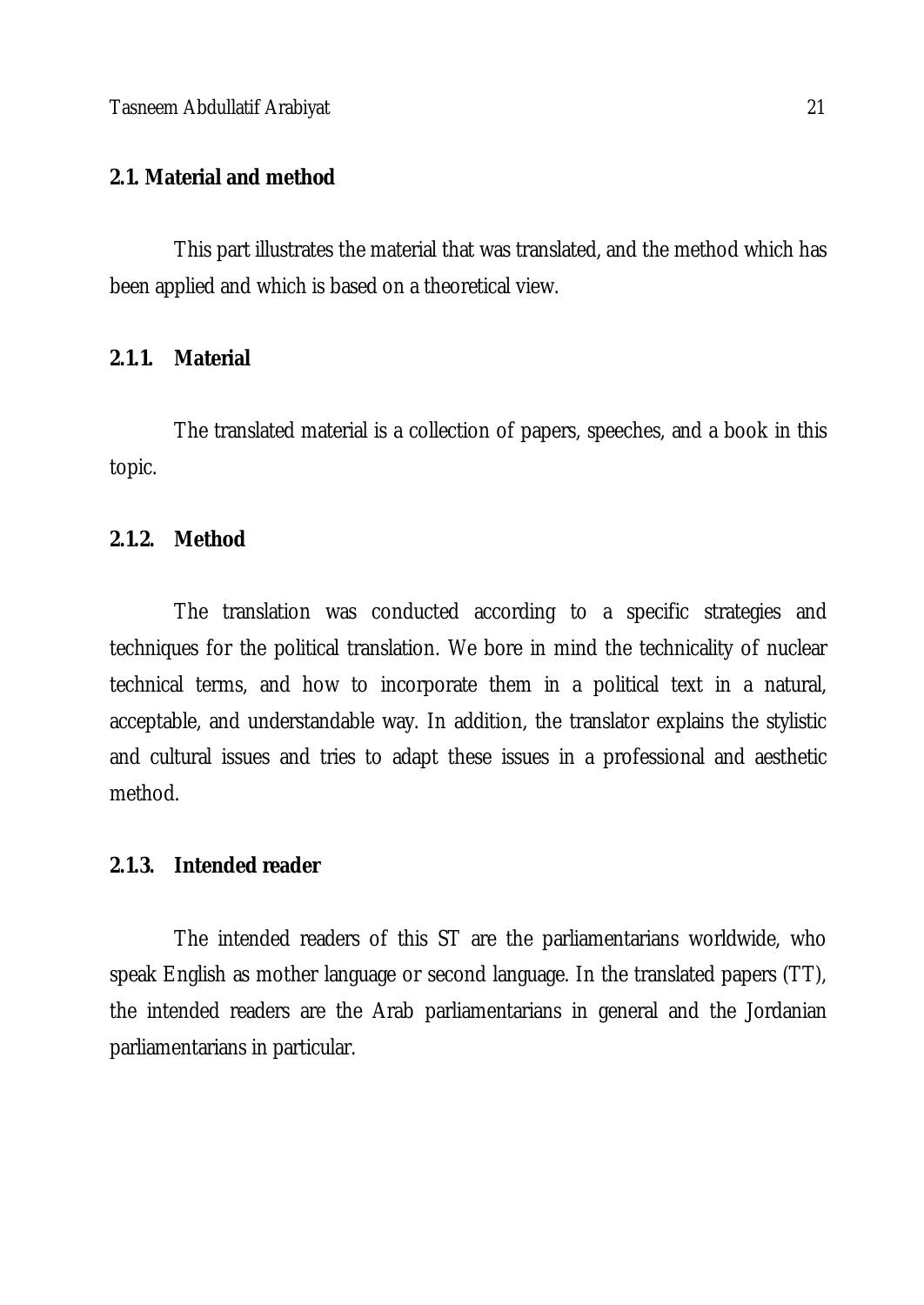## 2.1. Material and method

This part illustrates the material that was translated, and the method which has been applied and which is based on a theoretical view.

### 2.1.1. Material

The translated material is a collection of papers, speeches, and a book in this topic.

### 2.1.2. Method

The translation was conducted according to a specific strategies and techniques for the political translation. We bore in mind the technicality of nuclear technical terms, and how to incorporate them in a political text in a natural, acceptable, and understandable way. In addition, the translator explains the stylistic and cultural issues and tries to adapt these issues in a professional and aesthetic method.

### 2.1.3. Intended reader

The intended readers of this ST are the parliamentarians worldwide, who speak English as mother language or second language. In the translated papers (TT), the intended readers are the Arab parliamentarians in general and the Jordanian parliamentarians in particular.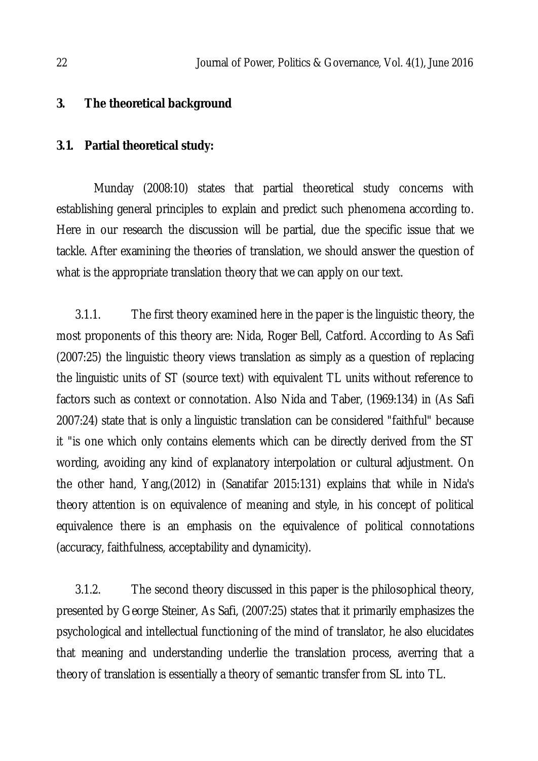## 3. The theoretical background

### 3.1. Partial theoretical study:

Munday (2008:10) states that partial theoretical study concerns with establishing general principles to explain and predict such phenomena according to. Here in our research the discussion will be partial, due the specific issue that we tackle. After examining the theories of translation, we should answer the question of what is the appropriate translation theory that we can apply on our text.

3.1.1. The first theory examined here in the paper is the linguistic theory, the most proponents of this theory are: Nida, Roger Bell, Catford. According to As Safi (2007:25) the linguistic theory views translation as simply as a question of replacing the linguistic units of ST (source text) with equivalent TL units without reference to factors such as context or connotation. Also Nida and Taber, (1969:134) in (As Safi 2007:24) state that is only a linguistic translation can be considered "faithful" because it "is one which only contains elements which can be directly derived from the ST wording, avoiding any kind of explanatory interpolation or cultural adjustment. On the other hand, Yang,(2012) in (Sanatifar 2015:131) explains that while in Nida's theory attention is on equivalence of meaning and style, in his concept of political equivalence there is an emphasis on the equivalence of political connotations (accuracy, faithfulness, acceptability and dynamicity).

3.1.2. The second theory discussed in this paper is the philosophical theory, presented by George Steiner, As Safi, (2007:25) states that it primarily emphasizes the psychological and intellectual functioning of the mind of translator, he also elucidates that meaning and understanding underlie the translation process, averring that a theory of translation is essentially a theory of semantic transfer from SL into TL.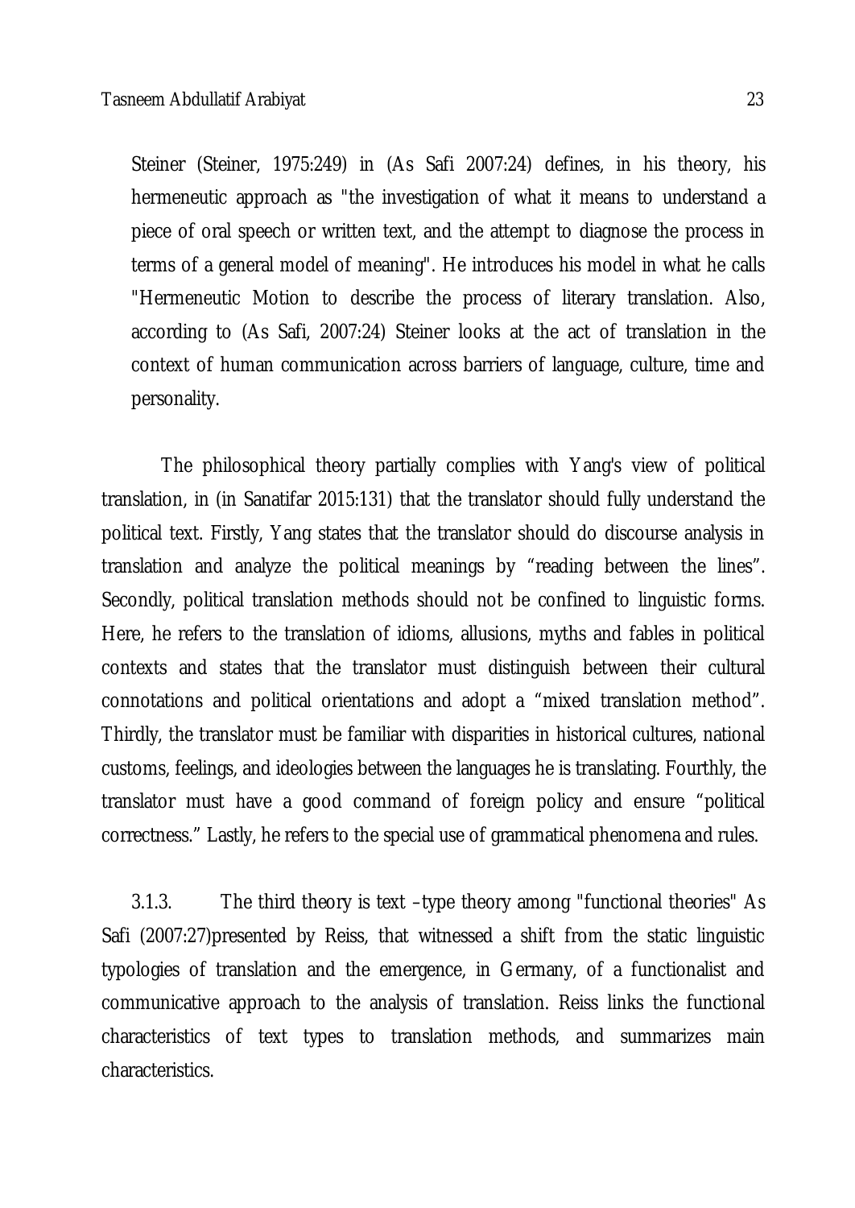Steiner (Steiner, 1975:249) in (As Safi 2007:24) defines, in his theory, his hermeneutic approach as "the investigation of what it means to understand a piece of oral speech or written text, and the attempt to diagnose the process in terms of a general model of meaning". He introduces his model in what he calls "Hermeneutic Motion to describe the process of literary translation. Also, according to (As Safi, 2007:24) Steiner looks at the act of translation in the context of human communication across barriers of language, culture, time and personality.

The philosophical theory partially complies with Yang's view of political translation, in (in Sanatifar 2015:131) that the translator should fully understand the political text. Firstly, Yang states that the translator should do discourse analysis in translation and analyze the political meanings by “reading between the lines”. Secondly, political translation methods should not be confined to linguistic forms. Here, he refers to the translation of idioms, allusions, myths and fables in political contexts and states that the translator must distinguish between their cultural connotations and political orientations and adopt a “mixed translation method”. Thirdly, the translator must be familiar with disparities in historical cultures, national customs, feelings, and ideologies between the languages he is translating. Fourthly, the translator must have a good command of foreign policy and ensure “political correctness.” Lastly, he refers to the special use of grammatical phenomena and rules.

3.1.3. The third theory is text –type theory among "functional theories" As Safi (2007:27)presented by Reiss, that witnessed a shift from the static linguistic typologies of translation and the emergence, in Germany, of a functionalist and communicative approach to the analysis of translation. Reiss links the functional characteristics of text types to translation methods, and summarizes main characteristics.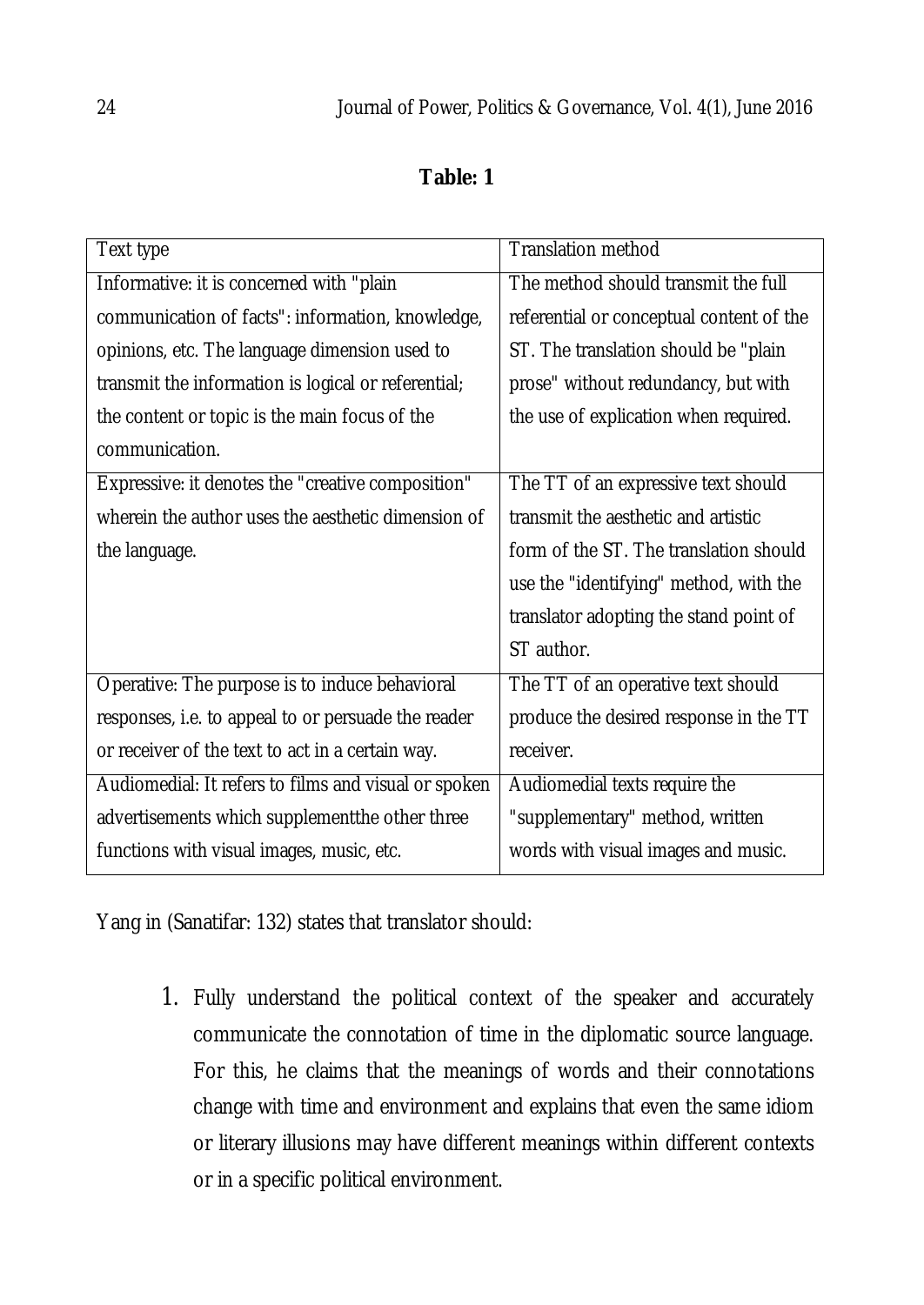**Table: 1**

| Text type | Translation method |
|---|---|
| Informative: it is concerned with "plain communication of facts": information, knowledge, opinions, etc. The language dimension used to transmit the information is logical or referential; the content or topic is the main focus of the communication. | The method should transmit the full referential or conceptual content of the ST. The translation should be "plain prose" without redundancy, but with the use of explication when required. |
| Expressive: it denotes the "creative composition" wherein the author uses the aesthetic dimension of the language. | The TT of an expressive text should transmit the aesthetic and artistic form of the ST. The translation should use the "identifying" method, with the translator adopting the stand point of ST author. |
| Operative: The purpose is to induce behavioral responses, i.e. to appeal to or persuade the reader or receiver of the text to act in a certain way. | The TT of an operative text should produce the desired response in the TT receiver. |
| Audiomedial: It refers to films and visual or spoken advertisements which supplementthe other three functions with visual images, music, etc. | Audiomedial texts require the "supplementary" method, written words with visual images and music. |

Yang in (Sanatifar: 132) states that translator should:

1. Fully understand the political context of the speaker and accurately communicate the connotation of time in the diplomatic source language. For this, he claims that the meanings of words and their connotations change with time and environment and explains that even the same idiom or literary illusions may have different meanings within different contexts or in a specific political environment.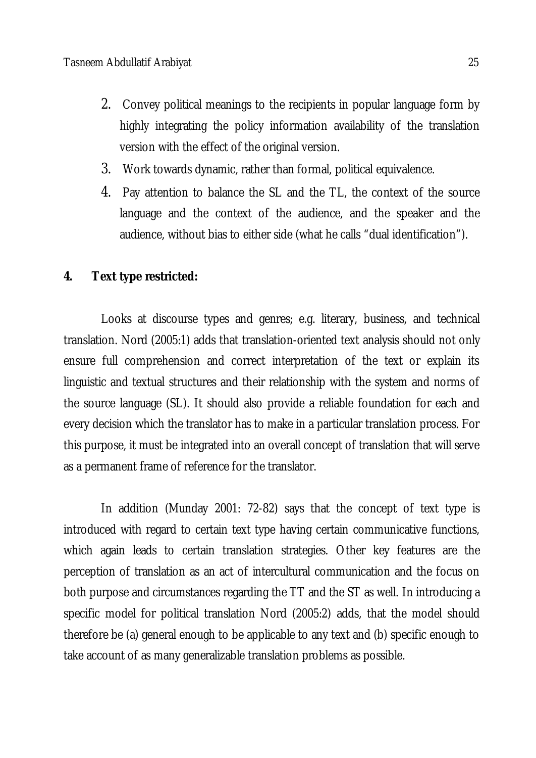2. Convey political meanings to the recipients in popular language form by highly integrating the policy information availability of the translation version with the effect of the original version.
3. Work towards dynamic, rather than formal, political equivalence.
4. Pay attention to balance the SL and the TL, the context of the source language and the context of the audience, and the speaker and the audience, without bias to either side (what he calls "dual identification").

**4. Text type restricted:**

Looks at discourse types and genres; e.g. literary, business, and technical translation. Nord (2005:1) adds that translation-oriented text analysis should not only ensure full comprehension and correct interpretation of the text or explain its linguistic and textual structures and their relationship with the system and norms of the source language (SL). It should also provide a reliable foundation for each and every decision which the translator has to make in a particular translation process. For this purpose, it must be integrated into an overall concept of translation that will serve as a permanent frame of reference for the translator.

In addition (Munday 2001: 72-82) says that the concept of text type is introduced with regard to certain text type having certain communicative functions, which again leads to certain translation strategies. Other key features are the perception of translation as an act of intercultural communication and the focus on both purpose and circumstances regarding the TT and the ST as well. In introducing a specific model for political translation Nord (2005:2) adds, that the model should therefore be (a) general enough to be applicable to any text and (b) specific enough to take account of as many generalizable translation problems as possible.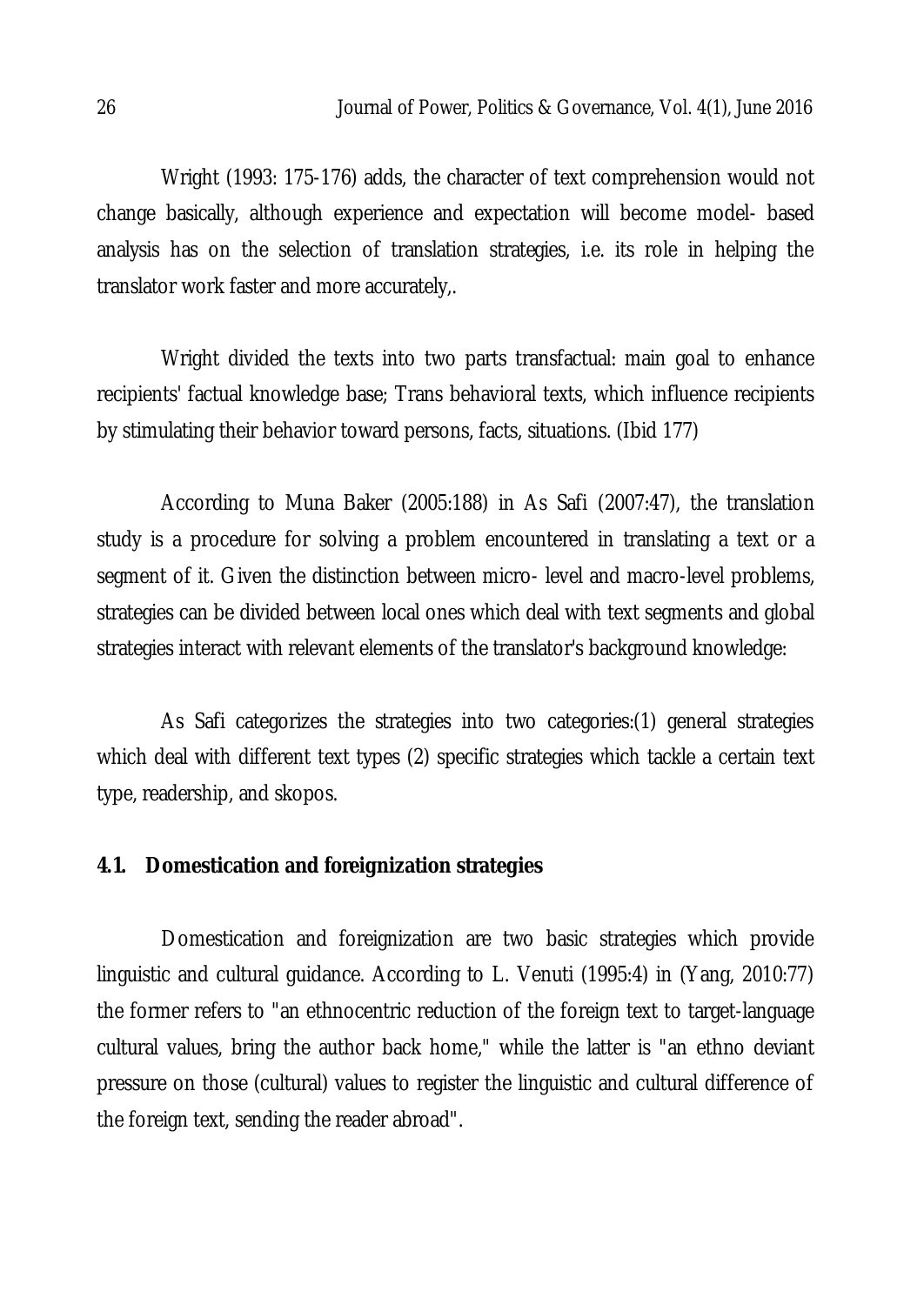Wright (1993: 175-176) adds, the character of text comprehension would not change basically, although experience and expectation will become model- based analysis has on the selection of translation strategies, i.e. its role in helping the translator work faster and more accurately,.

Wright divided the texts into two parts transfactual: main goal to enhance recipients' factual knowledge base; Trans behavioral texts, which influence recipients by stimulating their behavior toward persons, facts, situations. (Ibid 177)

According to Muna Baker (2005:188) in As Safi (2007:47), the translation study is a procedure for solving a problem encountered in translating a text or a segment of it. Given the distinction between micro- level and macro-level problems, strategies can be divided between local ones which deal with text segments and global strategies interact with relevant elements of the translator's background knowledge:

As Safi categorizes the strategies into two categories:(1) general strategies which deal with different text types (2) specific strategies which tackle a certain text type, readership, and skopos.

### 4.1. Domestication and foreignization strategies

Domestication and foreignization are two basic strategies which provide linguistic and cultural guidance. According to L. Venuti (1995:4) in (Yang, 2010:77) the former refers to "an ethnocentric reduction of the foreign text to target-language cultural values, bring the author back home," while the latter is "an ethno deviant pressure on those (cultural) values to register the linguistic and cultural difference of the foreign text, sending the reader abroad".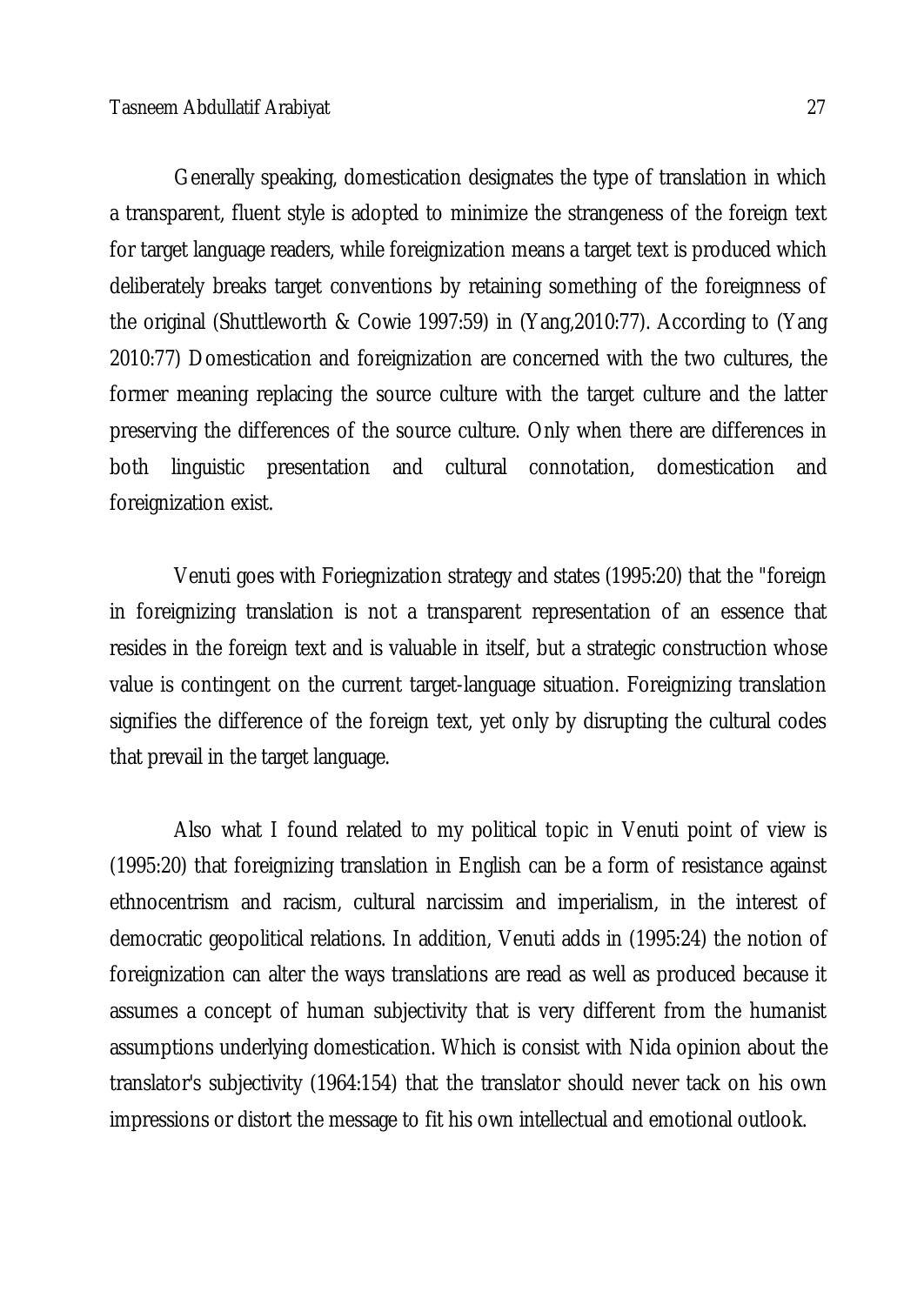Generally speaking, domestication designates the type of translation in which a transparent, fluent style is adopted to minimize the strangeness of the foreign text for target language readers, while foreignization means a target text is produced which deliberately breaks target conventions by retaining something of the foreignness of the original (Shuttleworth & Cowie 1997:59) in (Yang,2010:77). According to (Yang 2010:77) Domestication and foreignization are concerned with the two cultures, the former meaning replacing the source culture with the target culture and the latter preserving the differences of the source culture. Only when there are differences in both linguistic presentation and cultural connotation, domestication and foreignization exist.

Venuti goes with Foriegnization strategy and states (1995:20) that the "foreign in foreignizing translation is not a transparent representation of an essence that resides in the foreign text and is valuable in itself, but a strategic construction whose value is contingent on the current target-language situation. Foreignizing translation signifies the difference of the foreign text, yet only by disrupting the cultural codes that prevail in the target language.

Also what I found related to my political topic in Venuti point of view is (1995:20) that foreignizing translation in English can be a form of resistance against ethnocentrism and racism, cultural narcissim and imperialism, in the interest of democratic geopolitical relations. In addition, Venuti adds in (1995:24) the notion of foreignization can alter the ways translations are read as well as produced because it assumes a concept of human subjectivity that is very different from the humanist assumptions underlying domestication. Which is consist with Nida opinion about the translator's subjectivity (1964:154) that the translator should never tack on his own impressions or distort the message to fit his own intellectual and emotional outlook.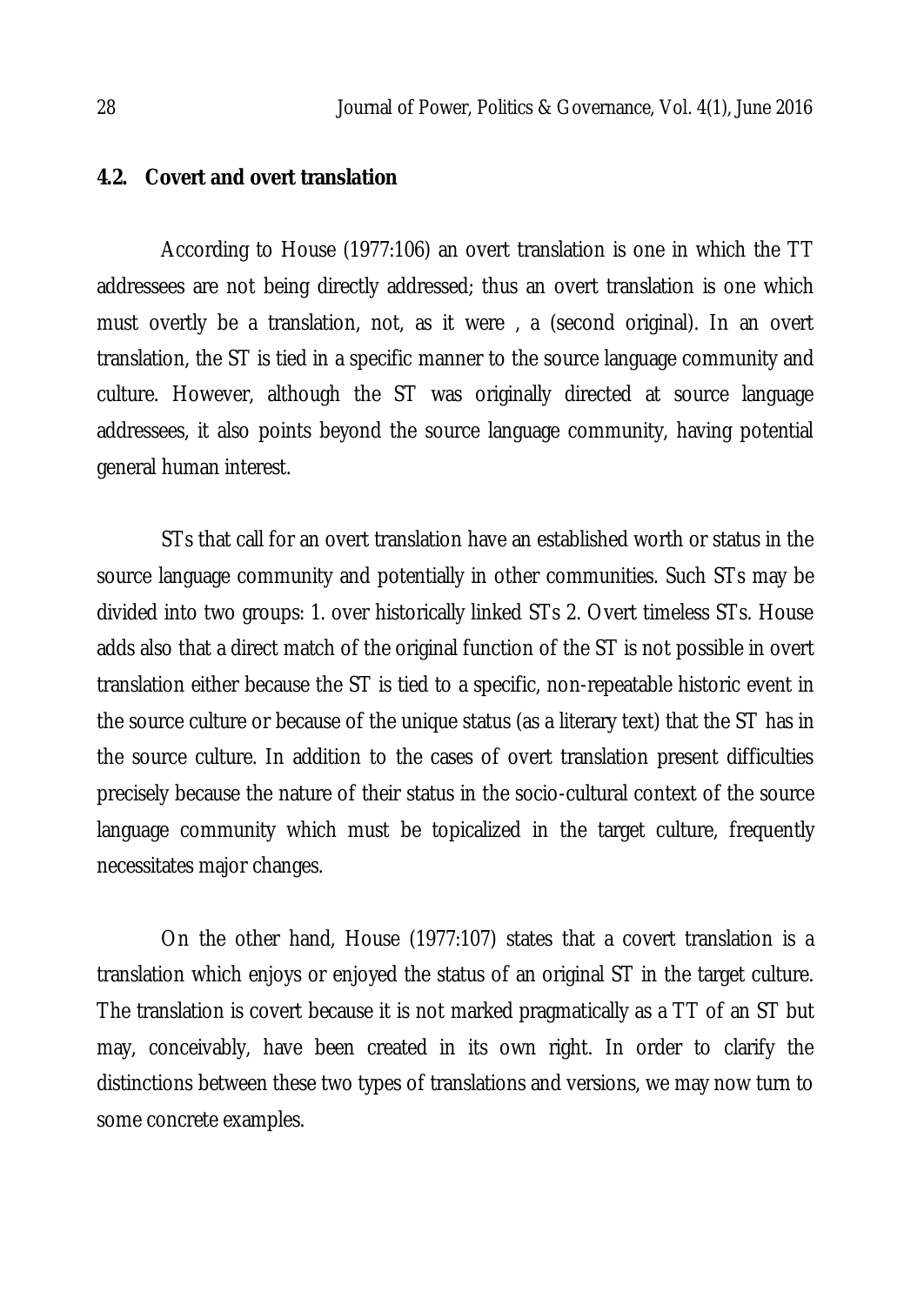### 4.2. Covert and overt translation

According to House (1977:106) an overt translation is one in which the TT addressees are not being directly addressed; thus an overt translation is one which must overtly be a translation, not, as it were , a (second original). In an overt translation, the ST is tied in a specific manner to the source language community and culture. However, although the ST was originally directed at source language addressees, it also points beyond the source language community, having potential general human interest.

STs that call for an overt translation have an established worth or status in the source language community and potentially in other communities. Such STs may be divided into two groups: 1. over historically linked STs 2. Overt timeless STs. House adds also that a direct match of the original function of the ST is not possible in overt translation either because the ST is tied to a specific, non-repeatable historic event in the source culture or because of the unique status (as a literary text) that the ST has in the source culture. In addition to the cases of overt translation present difficulties precisely because the nature of their status in the socio-cultural context of the source language community which must be topicalized in the target culture, frequently necessitates major changes.

On the other hand, House (1977:107) states that a covert translation is a translation which enjoys or enjoyed the status of an original ST in the target culture. The translation is covert because it is not marked pragmatically as a TT of an ST but may, conceivably, have been created in its own right. In order to clarify the distinctions between these two types of translations and versions, we may now turn to some concrete examples.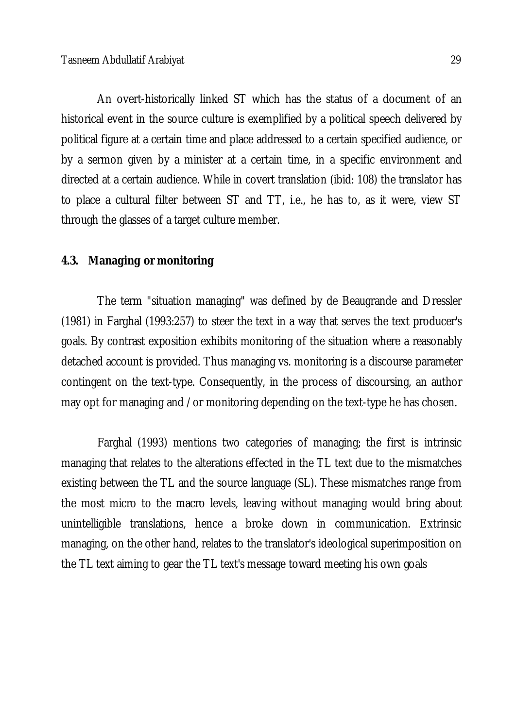An overt-historically linked ST which has the status of a document of an historical event in the source culture is exemplified by a political speech delivered by political figure at a certain time and place addressed to a certain specified audience, or by a sermon given by a minister at a certain time, in a specific environment and directed at a certain audience. While in covert translation (ibid: 108) the translator has to place a cultural filter between ST and TT, i.e., he has to, as it were, view ST through the glasses of a target culture member.

### 4.3. Managing or monitoring

The term "situation managing" was defined by de Beaugrande and Dressler (1981) in Farghal (1993:257) to steer the text in a way that serves the text producer's goals. By contrast exposition exhibits monitoring of the situation where a reasonably detached account is provided. Thus managing vs. monitoring is a discourse parameter contingent on the text-type. Consequently, in the process of discoursing, an author may opt for managing and /or monitoring depending on the text-type he has chosen.

Farghal (1993) mentions two categories of managing; the first is intrinsic managing that relates to the alterations effected in the TL text due to the mismatches existing between the TL and the source language (SL). These mismatches range from the most micro to the macro levels, leaving without managing would bring about unintelligible translations, hence a broke down in communication. Extrinsic managing, on the other hand, relates to the translator's ideological superimposition on the TL text aiming to gear the TL text's message toward meeting his own goals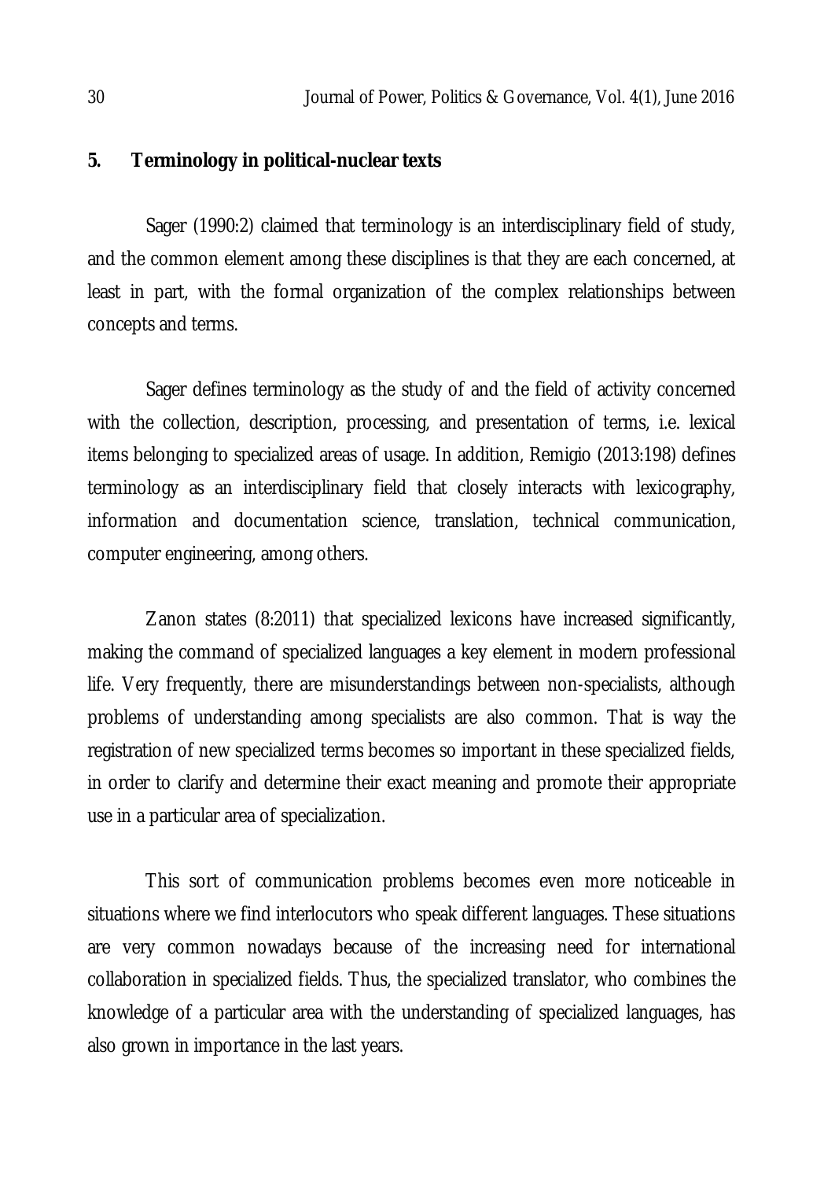## 5. Terminology in political-nuclear texts

Sager (1990:2) claimed that terminology is an interdisciplinary field of study, and the common element among these disciplines is that they are each concerned, at least in part, with the formal organization of the complex relationships between concepts and terms.

Sager defines terminology as the study of and the field of activity concerned with the collection, description, processing, and presentation of terms, i.e. lexical items belonging to specialized areas of usage. In addition, Remigio (2013:198) defines terminology as an interdisciplinary field that closely interacts with lexicography, information and documentation science, translation, technical communication, computer engineering, among others.

Zanon states (8:2011) that specialized lexicons have increased significantly, making the command of specialized languages a key element in modern professional life. Very frequently, there are misunderstandings between non-specialists, although problems of understanding among specialists are also common. That is way the registration of new specialized terms becomes so important in these specialized fields, in order to clarify and determine their exact meaning and promote their appropriate use in a particular area of specialization.

This sort of communication problems becomes even more noticeable in situations where we find interlocutors who speak different languages. These situations are very common nowadays because of the increasing need for international collaboration in specialized fields. Thus, the specialized translator, who combines the knowledge of a particular area with the understanding of specialized languages, has also grown in importance in the last years.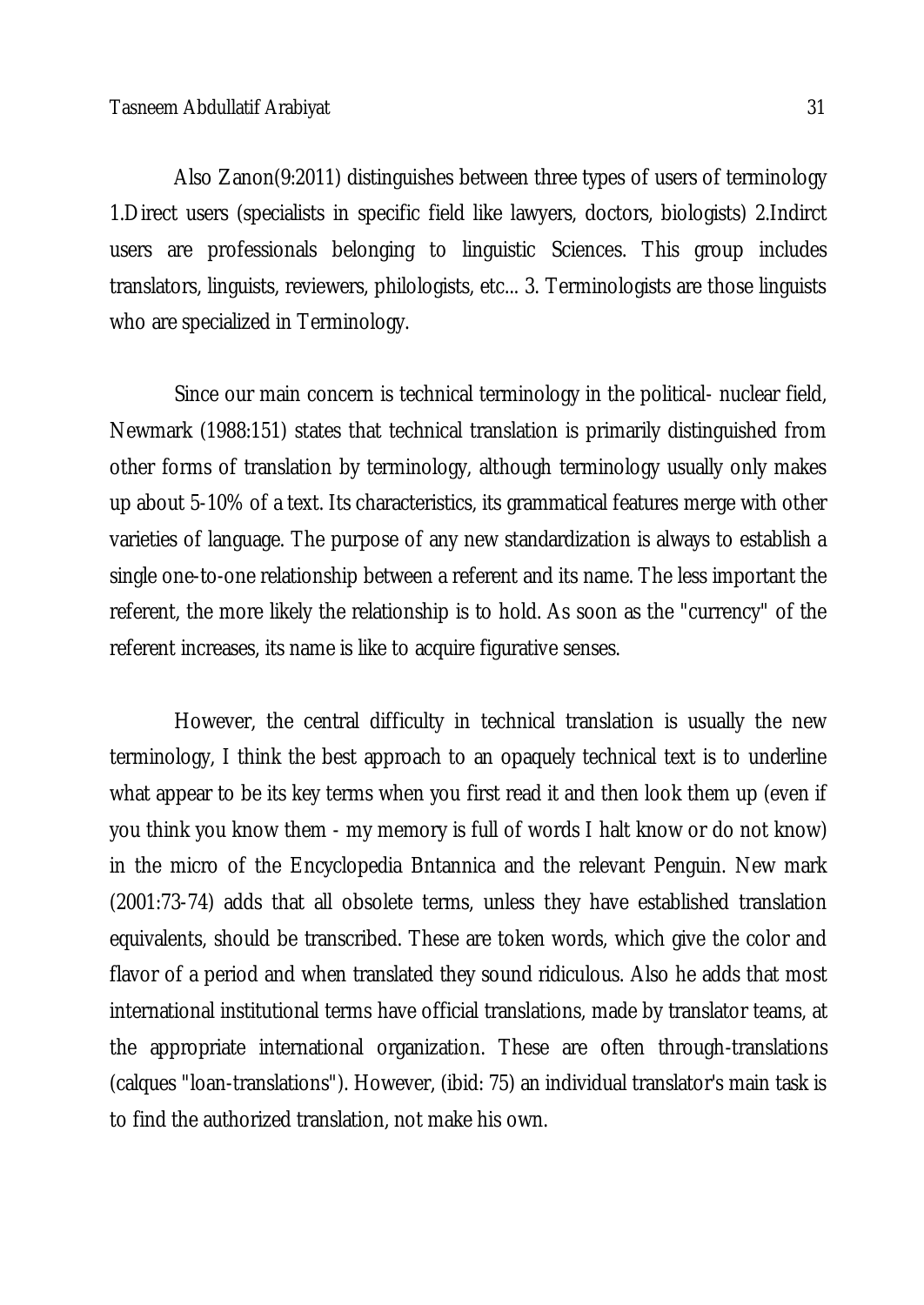Also Zanon(9:2011) distinguishes between three types of users of terminology 1.Direct users (specialists in specific field like lawyers, doctors, biologists) 2.Indirct users are professionals belonging to linguistic Sciences. This group includes translators, linguists, reviewers, philologists, etc... 3. Terminologists are those linguists who are specialized in Terminology.

Since our main concern is technical terminology in the political- nuclear field, Newmark (1988:151) states that technical translation is primarily distinguished from other forms of translation by terminology, although terminology usually only makes up about 5-10% of a text. Its characteristics, its grammatical features merge with other varieties of language. The purpose of any new standardization is always to establish a single one-to-one relationship between a referent and its name. The less important the referent, the more likely the relationship is to hold. As soon as the "currency" of the referent increases, its name is like to acquire figurative senses.

However, the central difficulty in technical translation is usually the new terminology, I think the best approach to an opaquely technical text is to underline what appear to be its key terms when you first read it and then look them up (even if you think you know them - my memory is full of words I halt know or do not know) in the micro of the Encyclopedia Bntannica and the relevant Penguin. New mark (2001:73-74) adds that all obsolete terms, unless they have established translation equivalents, should be transcribed. These are token words, which give the color and flavor of a period and when translated they sound ridiculous. Also he adds that most international institutional terms have official translations, made by translator teams, at the appropriate international organization. These are often through-translations (calques "loan-translations"). However, (ibid: 75) an individual translator's main task is to find the authorized translation, not make his own.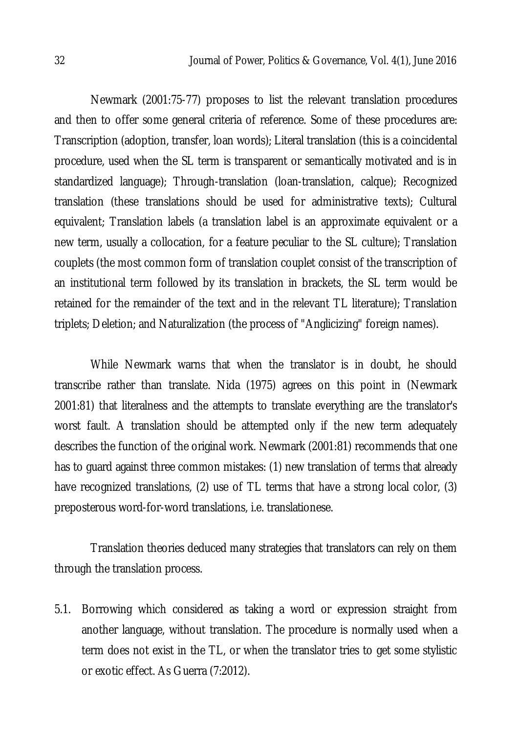Newmark (2001:75-77) proposes to list the relevant translation procedures and then to offer some general criteria of reference. Some of these procedures are: Transcription (adoption, transfer, loan words); Literal translation (this is a coincidental procedure, used when the SL term is transparent or semantically motivated and is in standardized language); Through-translation (loan-translation, calque); Recognized translation (these translations should be used for administrative texts); Cultural equivalent; Translation labels (a translation label is an approximate equivalent or a new term, usually a collocation, for a feature peculiar to the SL culture); Translation couplets (the most common form of translation couplet consist of the transcription of an institutional term followed by its translation in brackets, the SL term would be retained for the remainder of the text and in the relevant TL literature); Translation triplets; Deletion; and Naturalization (the process of "Anglicizing" foreign names).

While Newmark warns that when the translator is in doubt, he should transcribe rather than translate. Nida (1975) agrees on this point in (Newmark 2001:81) that literalness and the attempts to translate everything are the translator's worst fault. A translation should be attempted only if the new term adequately describes the function of the original work. Newmark (2001:81) recommends that one has to guard against three common mistakes: (1) new translation of terms that already have recognized translations, (2) use of TL terms that have a strong local color, (3) preposterous word-for-word translations, i.e. translationese.

Translation theories deduced many strategies that translators can rely on them through the translation process.

5.1. Borrowing which considered as taking a word or expression straight from another language, without translation. The procedure is normally used when a term does not exist in the TL, or when the translator tries to get some stylistic or exotic effect. As Guerra (7:2012).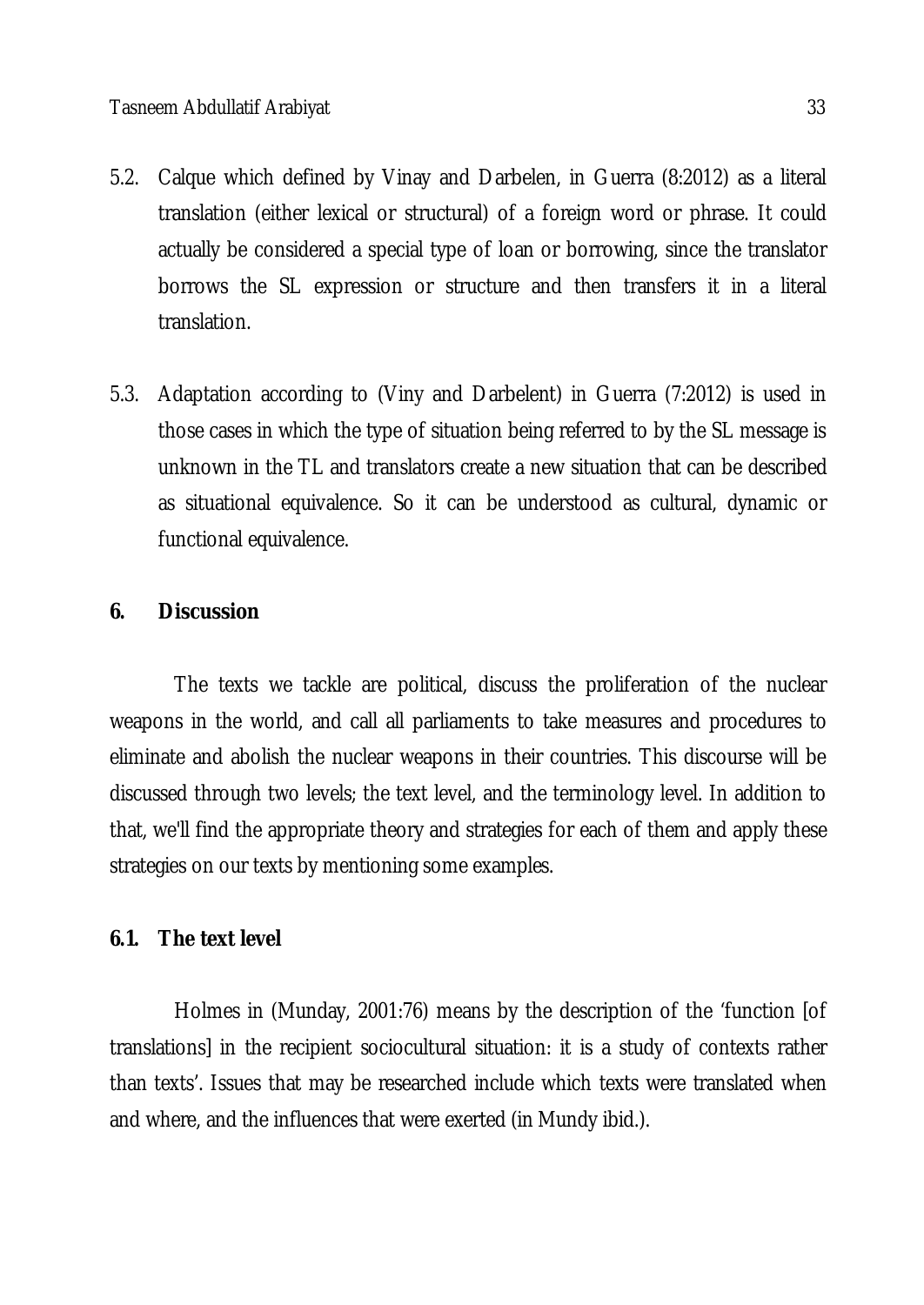5.2. Calque which defined by Vinay and Darbelen, in Guerra (8:2012) as a literal translation (either lexical or structural) of a foreign word or phrase. It could actually be considered a special type of loan or borrowing, since the translator borrows the SL expression or structure and then transfers it in a literal translation.

5.3. Adaptation according to (Viny and Darbelent) in Guerra (7:2012) is used in those cases in which the type of situation being referred to by the SL message is unknown in the TL and translators create a new situation that can be described as situational equivalence. So it can be understood as cultural, dynamic or functional equivalence.

## 6. Discussion

The texts we tackle are political, discuss the proliferation of the nuclear weapons in the world, and call all parliaments to take measures and procedures to eliminate and abolish the nuclear weapons in their countries. This discourse will be discussed through two levels; the text level, and the terminology level. In addition to that, we'll find the appropriate theory and strategies for each of them and apply these strategies on our texts by mentioning some examples.

### 6.1. The text level

Holmes in (Munday, 2001:76) means by the description of the 'function [of translations] in the recipient sociocultural situation: it is a study of contexts rather than texts'. Issues that may be researched include which texts were translated when and where, and the influences that were exerted (in Mundy ibid.).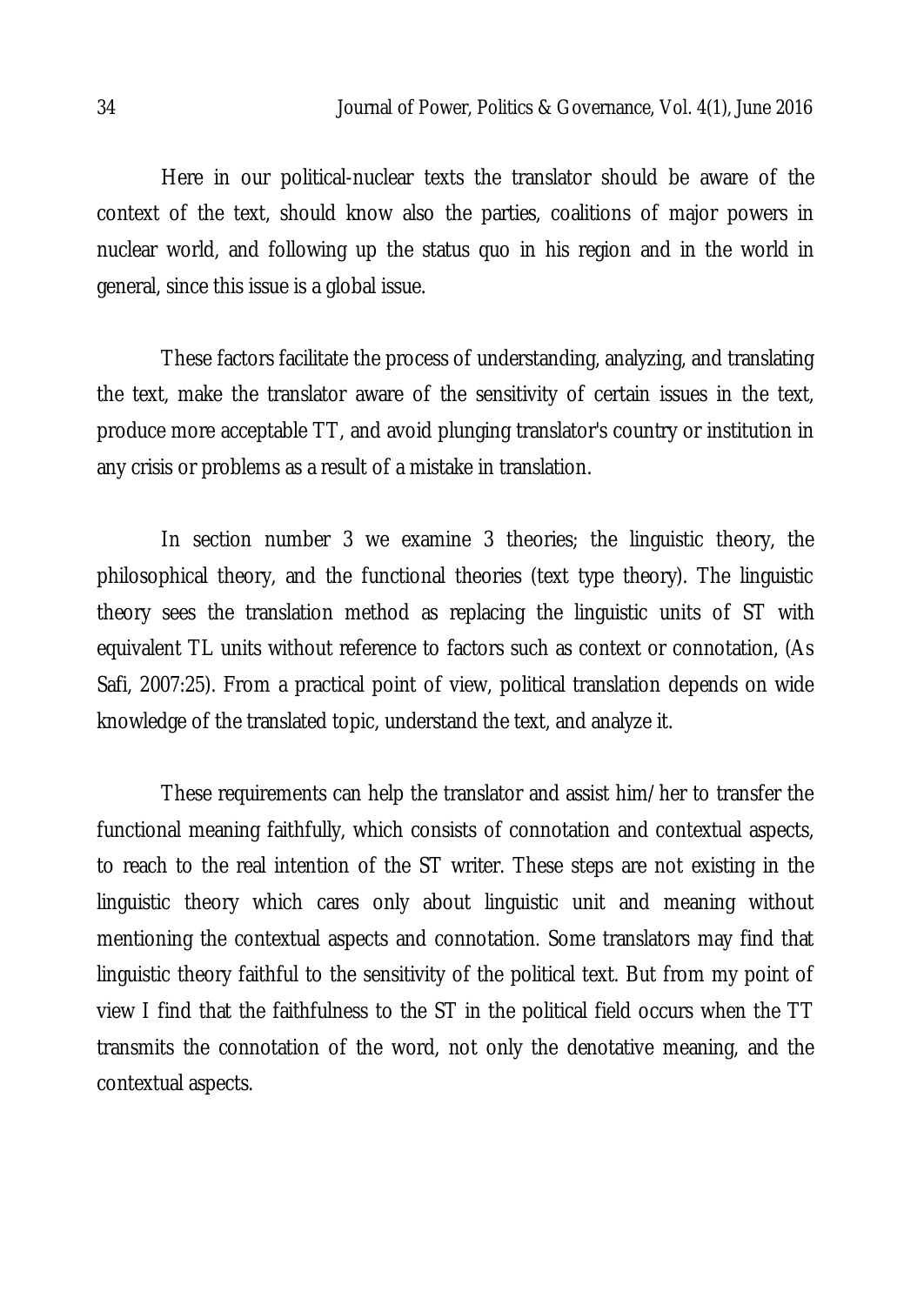Here in our political-nuclear texts the translator should be aware of the context of the text, should know also the parties, coalitions of major powers in nuclear world, and following up the status quo in his region and in the world in general, since this issue is a global issue.

These factors facilitate the process of understanding, analyzing, and translating the text, make the translator aware of the sensitivity of certain issues in the text, produce more acceptable TT, and avoid plunging translator's country or institution in any crisis or problems as a result of a mistake in translation.

In section number 3 we examine 3 theories; the linguistic theory, the philosophical theory, and the functional theories (text type theory). The linguistic theory sees the translation method as replacing the linguistic units of ST with equivalent TL units without reference to factors such as context or connotation, (As Safi, 2007:25). From a practical point of view, political translation depends on wide knowledge of the translated topic, understand the text, and analyze it.

These requirements can help the translator and assist him/her to transfer the functional meaning faithfully, which consists of connotation and contextual aspects, to reach to the real intention of the ST writer. These steps are not existing in the linguistic theory which cares only about linguistic unit and meaning without mentioning the contextual aspects and connotation. Some translators may find that linguistic theory faithful to the sensitivity of the political text. But from my point of view I find that the faithfulness to the ST in the political field occurs when the TT transmits the connotation of the word, not only the denotative meaning, and the contextual aspects.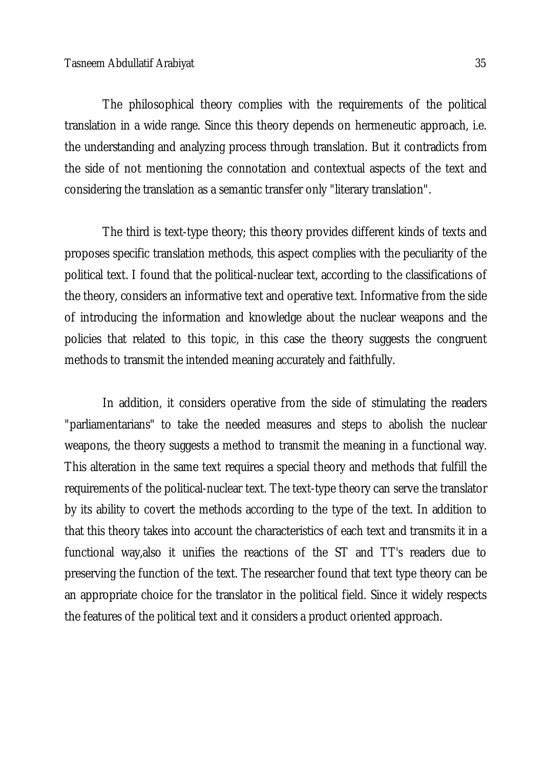The philosophical theory complies with the requirements of the political translation in a wide range. Since this theory depends on hermeneutic approach, i.e. the understanding and analyzing process through translation. But it contradicts from the side of not mentioning the connotation and contextual aspects of the text and considering the translation as a semantic transfer only "literary translation".

The third is text-type theory; this theory provides different kinds of texts and proposes specific translation methods, this aspect complies with the peculiarity of the political text. I found that the political-nuclear text, according to the classifications of the theory, considers an informative text and operative text. Informative from the side of introducing the information and knowledge about the nuclear weapons and the policies that related to this topic, in this case the theory suggests the congruent methods to transmit the intended meaning accurately and faithfully.

In addition, it considers operative from the side of stimulating the readers "parliamentarians" to take the needed measures and steps to abolish the nuclear weapons, the theory suggests a method to transmit the meaning in a functional way. This alteration in the same text requires a special theory and methods that fulfill the requirements of the political-nuclear text. The text-type theory can serve the translator by its ability to covert the methods according to the type of the text. In addition to that this theory takes into account the characteristics of each text and transmits it in a functional way,also it unifies the reactions of the ST and TT's readers due to preserving the function of the text. The researcher found that text type theory can be an appropriate choice for the translator in the political field. Since it widely respects the features of the political text and it considers a product oriented approach.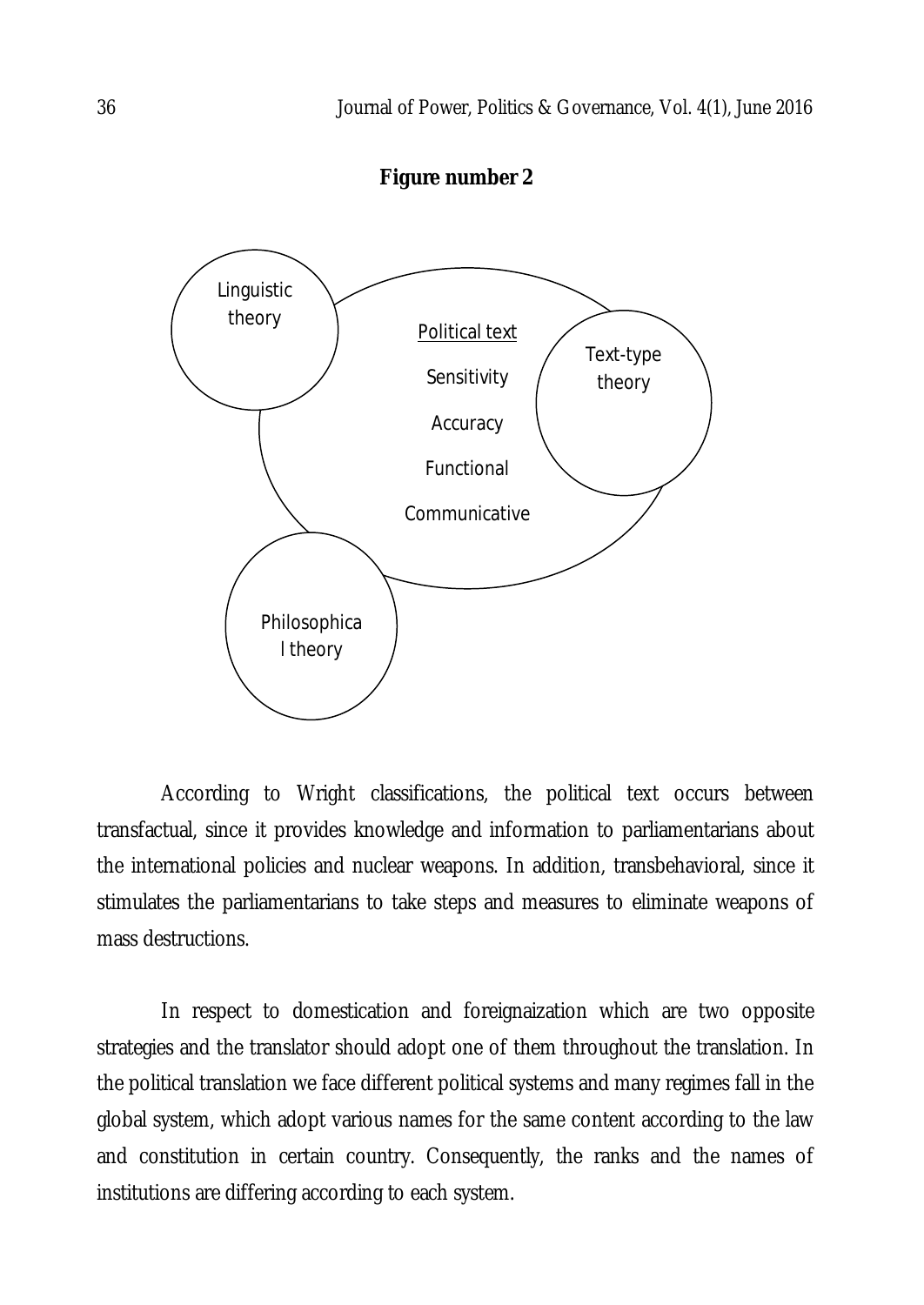**Figure number 2**

Linguistic theory

Political text

Sensitivity

Accuracy

Functional

Communicative

Text-type theory

Philosophical theory

According to Wright classifications, the political text occurs between transfactual, since it provides knowledge and information to parliamentarians about the international policies and nuclear weapons. In addition, transbehavioral, since it stimulates the parliamentarians to take steps and measures to eliminate weapons of mass destructions.

In respect to domestication and foreignaization which are two opposite strategies and the translator should adopt one of them throughout the translation. In the political translation we face different political systems and many regimes fall in the global system, which adopt various names for the same content according to the law and constitution in certain country. Consequently, the ranks and the names of institutions are differing according to each system.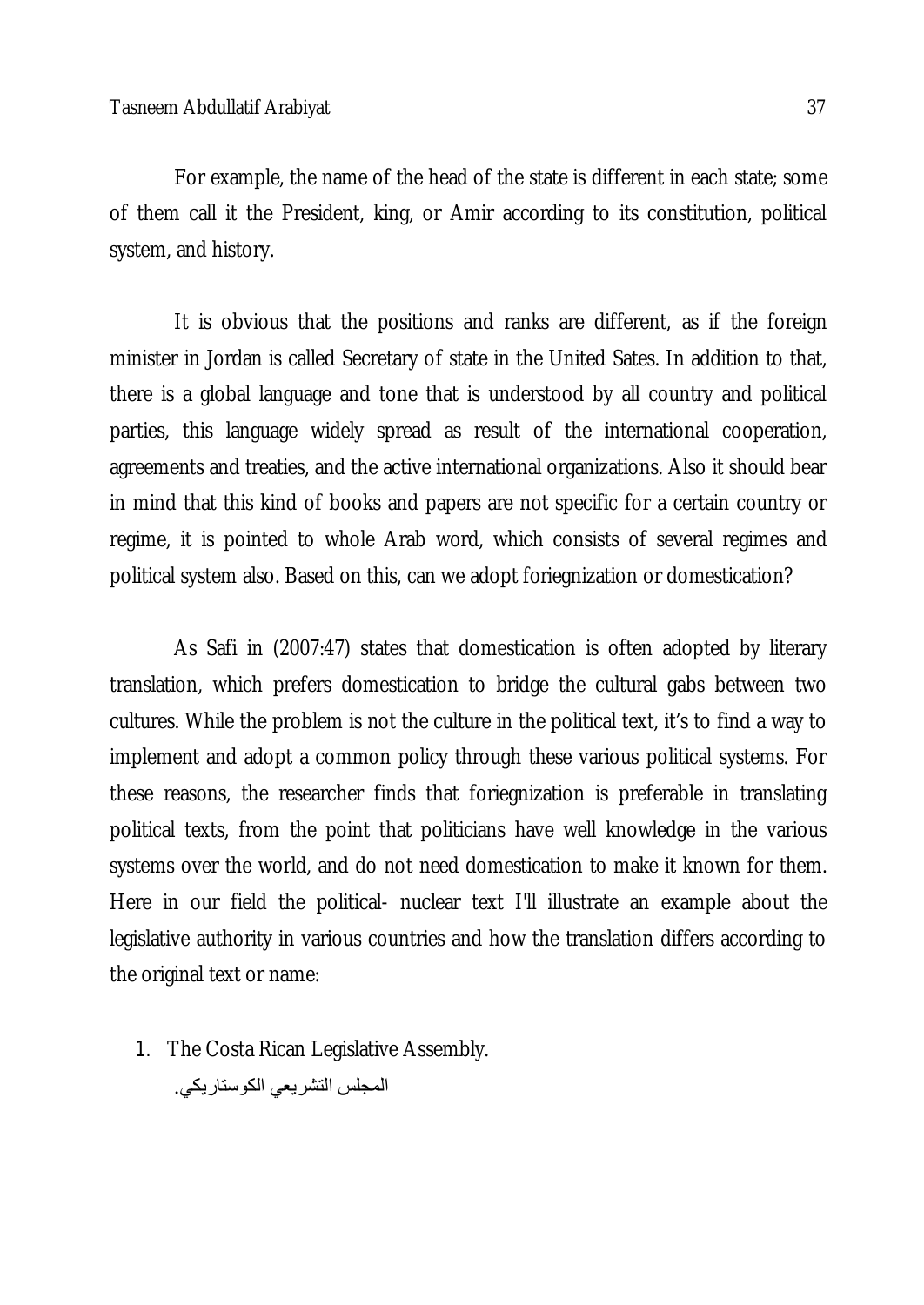For example, the name of the head of the state is different in each state; some of them call it the President, king, or Amir according to its constitution, political system, and history.

It is obvious that the positions and ranks are different, as if the foreign minister in Jordan is called Secretary of state in the United Sates. In addition to that, there is a global language and tone that is understood by all country and political parties, this language widely spread as result of the international cooperation, agreements and treaties, and the active international organizations. Also it should bear in mind that this kind of books and papers are not specific for a certain country or regime, it is pointed to whole Arab word, which consists of several regimes and political system also. Based on this, can we adopt foriegnization or domestication?

As Safi in (2007:47) states that domestication is often adopted by literary translation, which prefers domestication to bridge the cultural gabs between two cultures. While the problem is not the culture in the political text, it's to find a way to implement and adopt a common policy through these various political systems. For these reasons, the researcher finds that foriegnization is preferable in translating political texts, from the point that politicians have well knowledge in the various systems over the world, and do not need domestication to make it known for them. Here in our field the political- nuclear text I'll illustrate an example about the legislative authority in various countries and how the translation differs according to the original text or name:

1. The Costa Rican Legislative Assembly.
   المجلس التشريعي الكوستاريكي.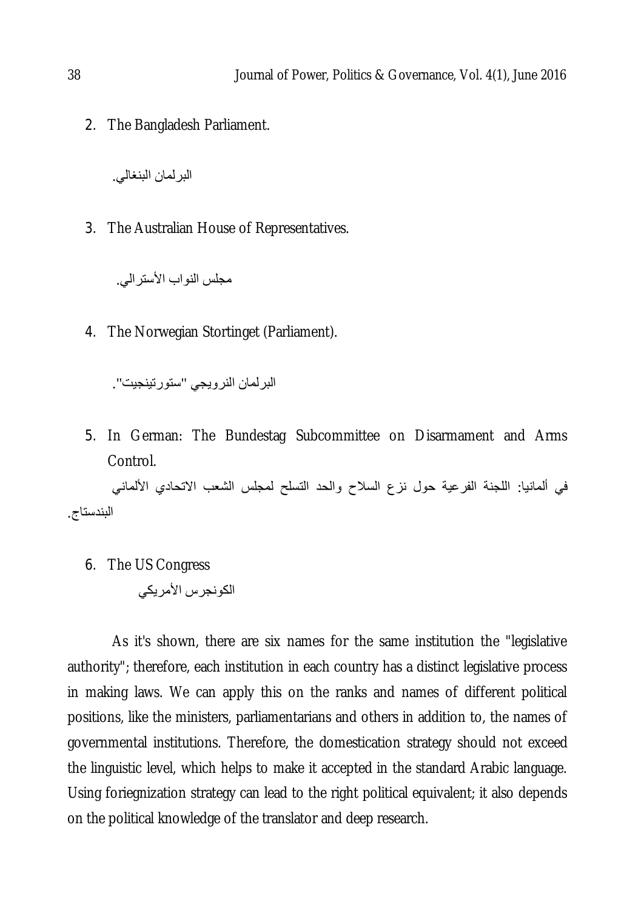2. The Bangladesh Parliament.

   البرلمان البنغالي.

3. The Australian House of Representatives.

   مجلس النواب الأسترالي.

4. The Norwegian Stortinget (Parliament).

   البرلمان النرويجي "ستورتينجيت".

5. In German: The Bundestag Subcommittee on Disarmament and Arms Control.

   في ألمانيا: اللجنة الفرعية حول نزع السلاح والحد التسلح لمجلس الشعب الاتحادي الألماني البندستاج.

6. The US Congress

   الكونجرس الأمريكي

As it's shown, there are six names for the same institution the "legislative authority"; therefore, each institution in each country has a distinct legislative process in making laws. We can apply this on the ranks and names of different political positions, like the ministers, parliamentarians and others in addition to, the names of governmental institutions. Therefore, the domestication strategy should not exceed the linguistic level, which helps to make it accepted in the standard Arabic language. Using foriegnization strategy can lead to the right political equivalent; it also depends on the political knowledge of the translator and deep research.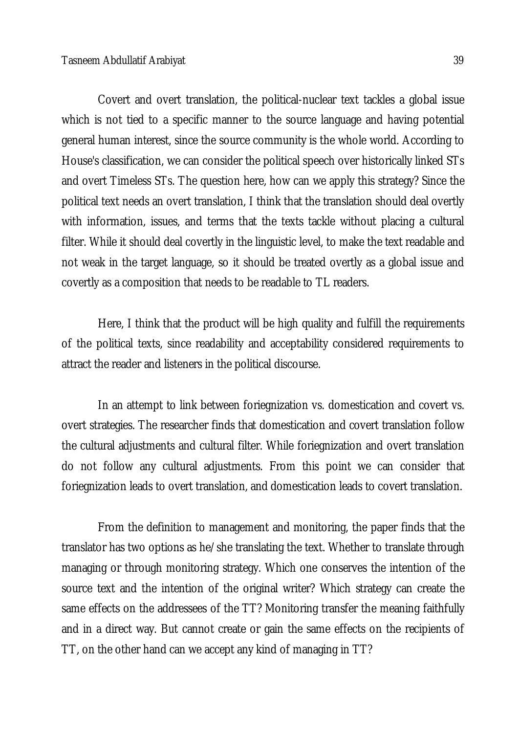Covert and overt translation, the political-nuclear text tackles a global issue which is not tied to a specific manner to the source language and having potential general human interest, since the source community is the whole world. According to House's classification, we can consider the political speech over historically linked STs and overt Timeless STs. The question here, how can we apply this strategy? Since the political text needs an overt translation, I think that the translation should deal overtly with information, issues, and terms that the texts tackle without placing a cultural filter. While it should deal covertly in the linguistic level, to make the text readable and not weak in the target language, so it should be treated overtly as a global issue and covertly as a composition that needs to be readable to TL readers.

Here, I think that the product will be high quality and fulfill the requirements of the political texts, since readability and acceptability considered requirements to attract the reader and listeners in the political discourse.

In an attempt to link between foriegnization vs. domestication and covert vs. overt strategies. The researcher finds that domestication and covert translation follow the cultural adjustments and cultural filter. While foriegnization and overt translation do not follow any cultural adjustments. From this point we can consider that foriegnization leads to overt translation, and domestication leads to covert translation.

From the definition to management and monitoring, the paper finds that the translator has two options as he/she translating the text. Whether to translate through managing or through monitoring strategy. Which one conserves the intention of the source text and the intention of the original writer? Which strategy can create the same effects on the addressees of the TT? Monitoring transfer the meaning faithfully and in a direct way. But cannot create or gain the same effects on the recipients of TT, on the other hand can we accept any kind of managing in TT?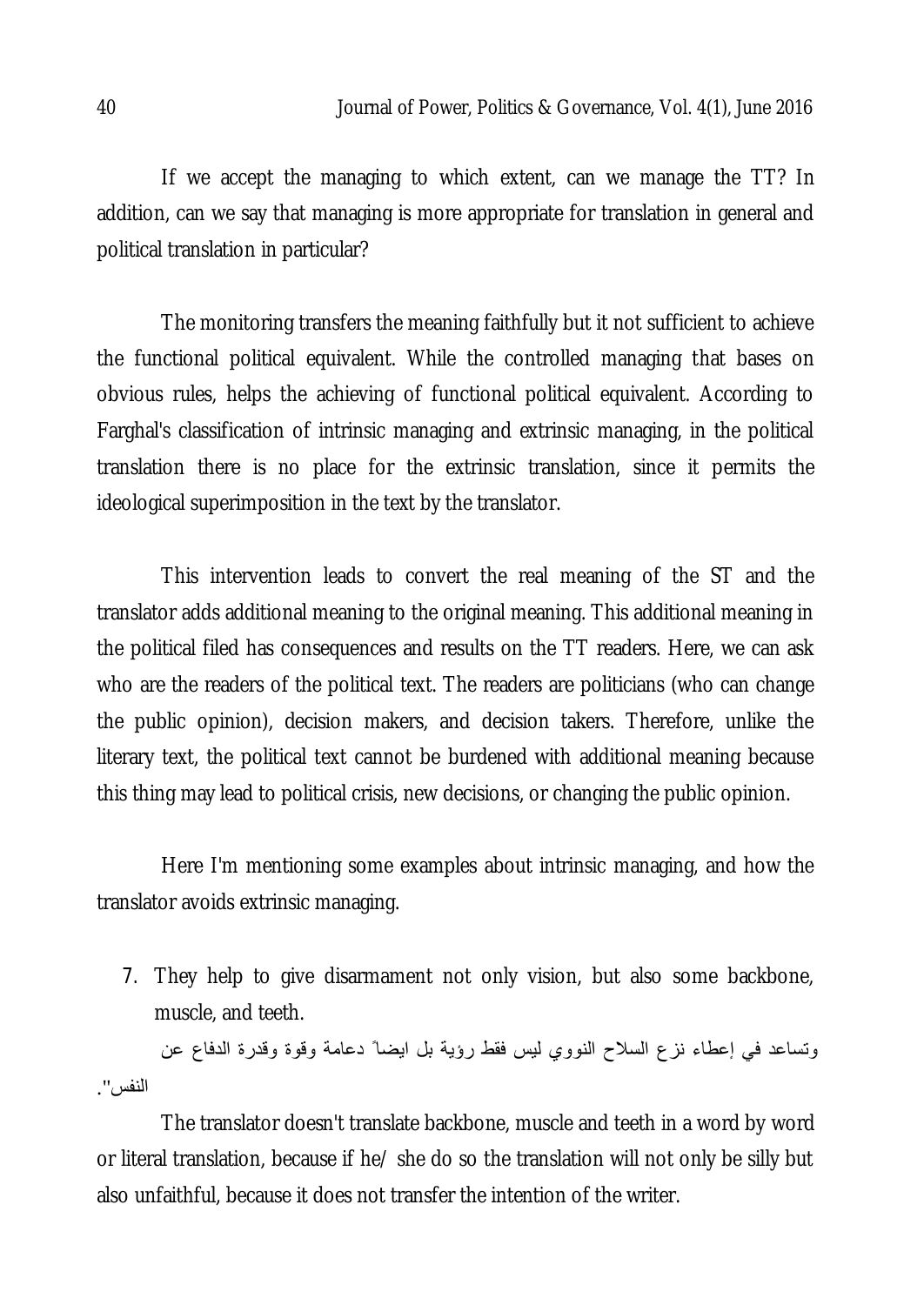If we accept the managing to which extent, can we manage the TT? In addition, can we say that managing is more appropriate for translation in general and political translation in particular?

The monitoring transfers the meaning faithfully but it not sufficient to achieve the functional political equivalent. While the controlled managing that bases on obvious rules, helps the achieving of functional political equivalent. According to Farghal's classification of intrinsic managing and extrinsic managing, in the political translation there is no place for the extrinsic translation, since it permits the ideological superimposition in the text by the translator.

This intervention leads to convert the real meaning of the ST and the translator adds additional meaning to the original meaning. This additional meaning in the political filed has consequences and results on the TT readers. Here, we can ask who are the readers of the political text. The readers are politicians (who can change the public opinion), decision makers, and decision takers. Therefore, unlike the literary text, the political text cannot be burdened with additional meaning because this thing may lead to political crisis, new decisions, or changing the public opinion.

Here I'm mentioning some examples about intrinsic managing, and how the translator avoids extrinsic managing.

7. They help to give disarmament not only vision, but also some backbone, muscle, and teeth.

وتساعد في إعطاء نزع السلاح النووي ليس فقط رؤية بل ايضاً دعامة وقوة وقدرة الدفاع عن النفس".

The translator doesn't translate backbone, muscle and teeth in a word by word or literal translation, because if he/ she do so the translation will not only be silly but also unfaithful, because it does not transfer the intention of the writer.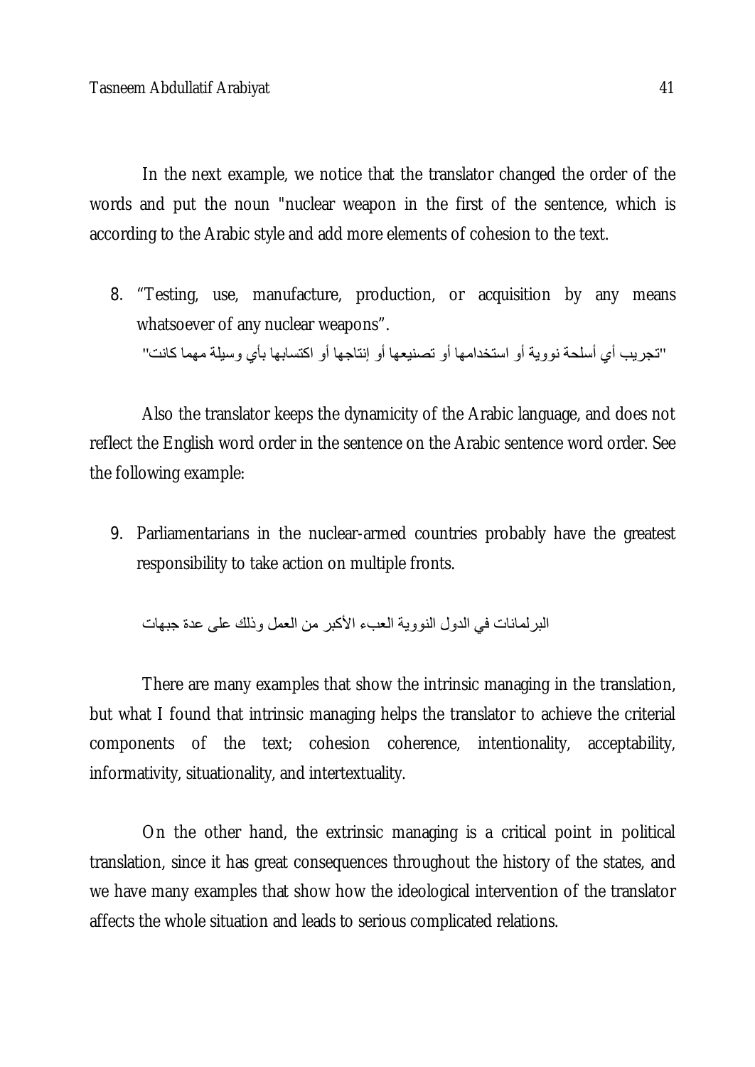In the next example, we notice that the translator changed the order of the words and put the noun "nuclear weapon in the first of the sentence, which is according to the Arabic style and add more elements of cohesion to the text.

8. “Testing, use, manufacture, production, or acquisition by any means whatsoever of any nuclear weapons”.

   "تجريب أي أسلحة نووية أو استخدامها أو تصنيعها أو إنتاجها أو اكتسابها بأي وسيلة مهما كانت"

Also the translator keeps the dynamicity of the Arabic language, and does not reflect the English word order in the sentence on the Arabic sentence word order. See the following example:

9. Parliamentarians in the nuclear-armed countries probably have the greatest responsibility to take action on multiple fronts.

   البرلمانات في الدول النووية العبء الأكبر من العمل وذلك على عدة جبهات

There are many examples that show the intrinsic managing in the translation, but what I found that intrinsic managing helps the translator to achieve the criterial components of the text; cohesion coherence, intentionality, acceptability, informativity, situationality, and intertextuality.

On the other hand, the extrinsic managing is a critical point in political translation, since it has great consequences throughout the history of the states, and we have many examples that show how the ideological intervention of the translator affects the whole situation and leads to serious complicated relations.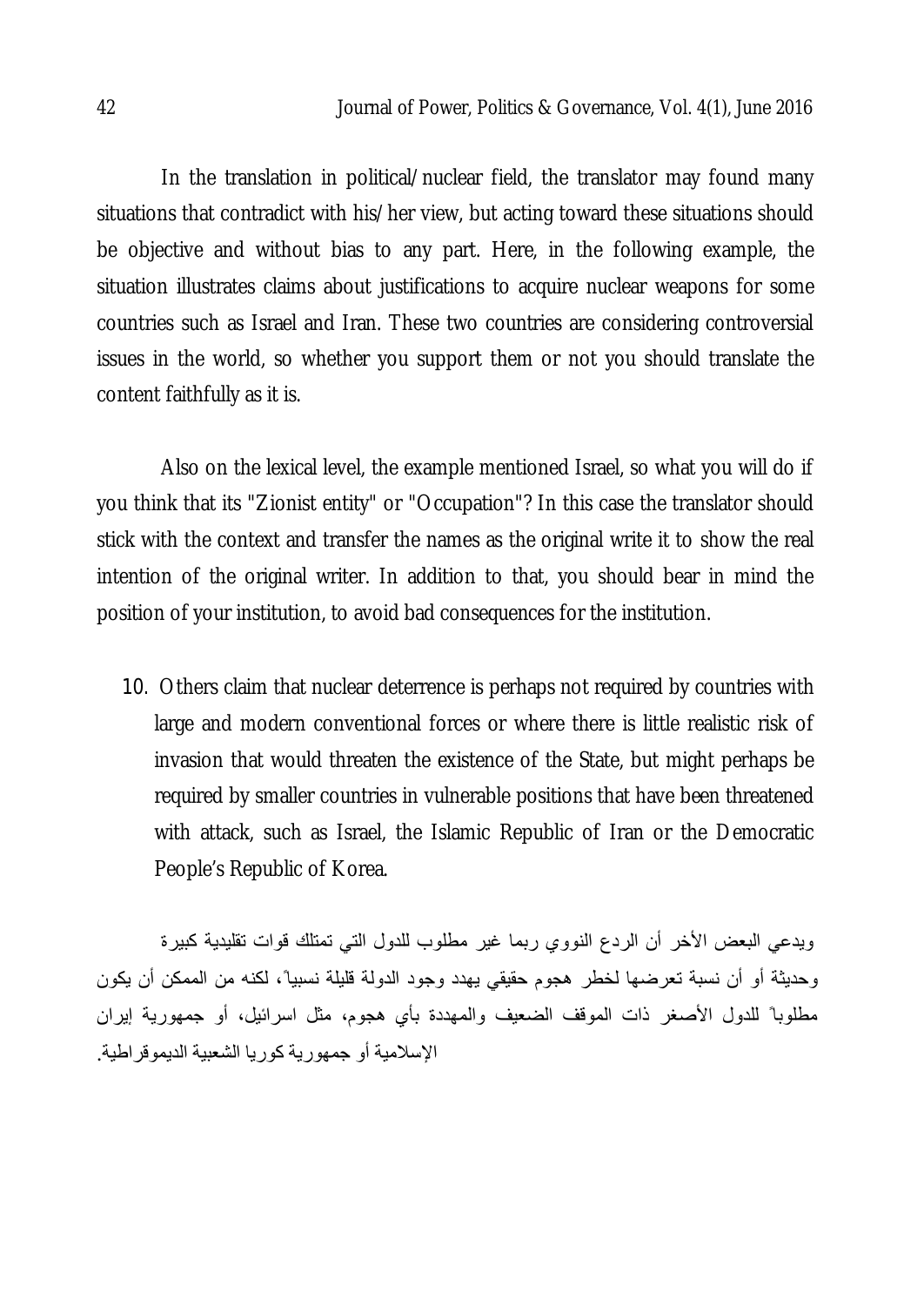In the translation in political/nuclear field, the translator may found many situations that contradict with his/her view, but acting toward these situations should be objective and without bias to any part. Here, in the following example, the situation illustrates claims about justifications to acquire nuclear weapons for some countries such as Israel and Iran. These two countries are considering controversial issues in the world, so whether you support them or not you should translate the content faithfully as it is.

Also on the lexical level, the example mentioned Israel, so what you will do if you think that its "Zionist entity" or "Occupation"? In this case the translator should stick with the context and transfer the names as the original write it to show the real intention of the original writer. In addition to that, you should bear in mind the position of your institution, to avoid bad consequences for the institution.

10. Others claim that nuclear deterrence is perhaps not required by countries with large and modern conventional forces or where there is little realistic risk of invasion that would threaten the existence of the State, but might perhaps be required by smaller countries in vulnerable positions that have been threatened with attack, such as Israel, the Islamic Republic of Iran or the Democratic People's Republic of Korea.

ويدعي البعض الأخر أن الردع النووي ربما غير مطلوب للدول التي تمتلك قوات تقليدية كبيرة وحديثة أو أن نسبة تعرضها لخطر هجوم حقيقي يهدد وجود الدولة قليلة نسبياً، لكنه من الممكن أن يكون مطلوباً للدول الأصغر ذات الموقف الضعيف والمهددة بأي هجوم، مثل اسرائيل، أو جمهورية إيران الإسلامية أو جمهورية كوريا الشعبية الديموقراطية.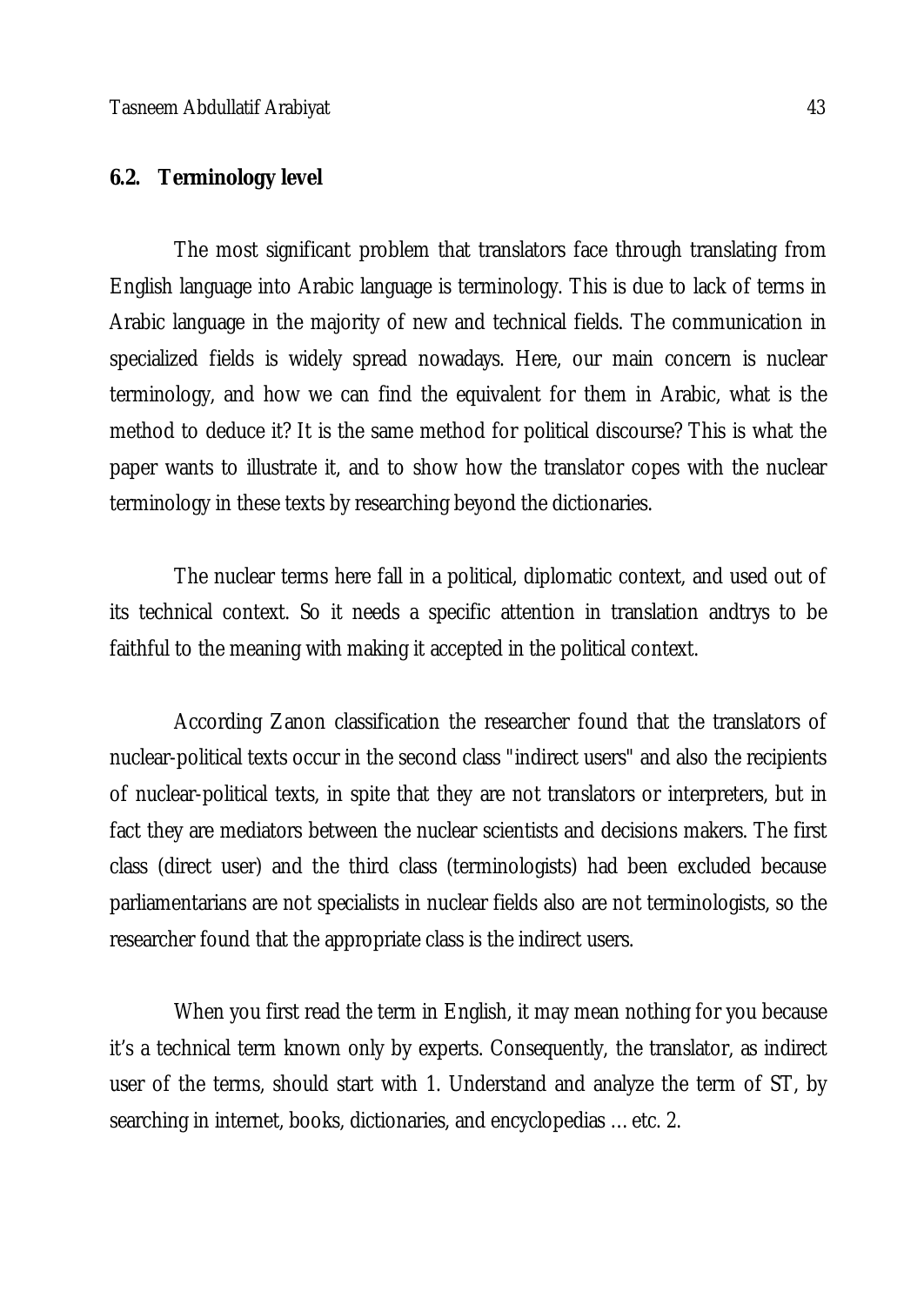### 6.2. Terminology level

The most significant problem that translators face through translating from English language into Arabic language is terminology. This is due to lack of terms in Arabic language in the majority of new and technical fields. The communication in specialized fields is widely spread nowadays. Here, our main concern is nuclear terminology, and how we can find the equivalent for them in Arabic, what is the method to deduce it? It is the same method for political discourse? This is what the paper wants to illustrate it, and to show how the translator copes with the nuclear terminology in these texts by researching beyond the dictionaries.

The nuclear terms here fall in a political, diplomatic context, and used out of its technical context. So it needs a specific attention in translation andtrys to be faithful to the meaning with making it accepted in the political context.

According Zanon classification the researcher found that the translators of nuclear-political texts occur in the second class "indirect users" and also the recipients of nuclear-political texts, in spite that they are not translators or interpreters, but in fact they are mediators between the nuclear scientists and decisions makers. The first class (direct user) and the third class (terminologists) had been excluded because parliamentarians are not specialists in nuclear fields also are not terminologists, so the researcher found that the appropriate class is the indirect users.

When you first read the term in English, it may mean nothing for you because it's a technical term known only by experts. Consequently, the translator, as indirect user of the terms, should start with 1. Understand and analyze the term of ST, by searching in internet, books, dictionaries, and encyclopedias … etc. 2.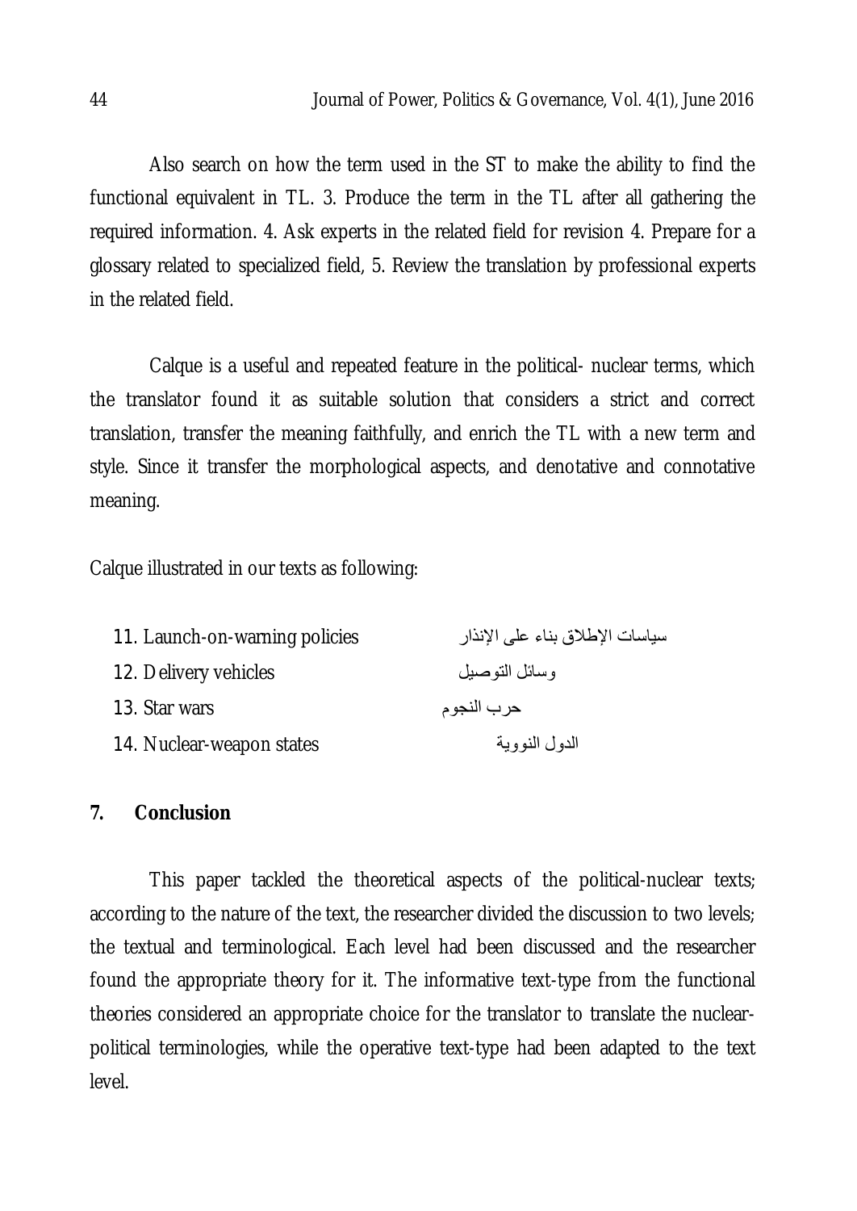Also search on how the term used in the ST to make the ability to find the functional equivalent in TL. 3. Produce the term in the TL after all gathering the required information. 4. Ask experts in the related field for revision 4. Prepare for a glossary related to specialized field, 5. Review the translation by professional experts in the related field.

Calque is a useful and repeated feature in the political- nuclear terms, which the translator found it as suitable solution that considers a strict and correct translation, transfer the meaning faithfully, and enrich the TL with a new term and style. Since it transfer the morphological aspects, and denotative and connotative meaning.

Calque illustrated in our texts as following:

11. Launch-on-warning policies — سياسات الإطلاق بناء على الإنذار
12. Delivery vehicles — وسائل التوصيل
13. Star wars — حرب النجوم
14. Nuclear-weapon states — الدول النووية

## 7. Conclusion

This paper tackled the theoretical aspects of the political-nuclear texts; according to the nature of the text, the researcher divided the discussion to two levels; the textual and terminological. Each level had been discussed and the researcher found the appropriate theory for it. The informative text-type from the functional theories considered an appropriate choice for the translator to translate the nuclear-political terminologies, while the operative text-type had been adapted to the text level.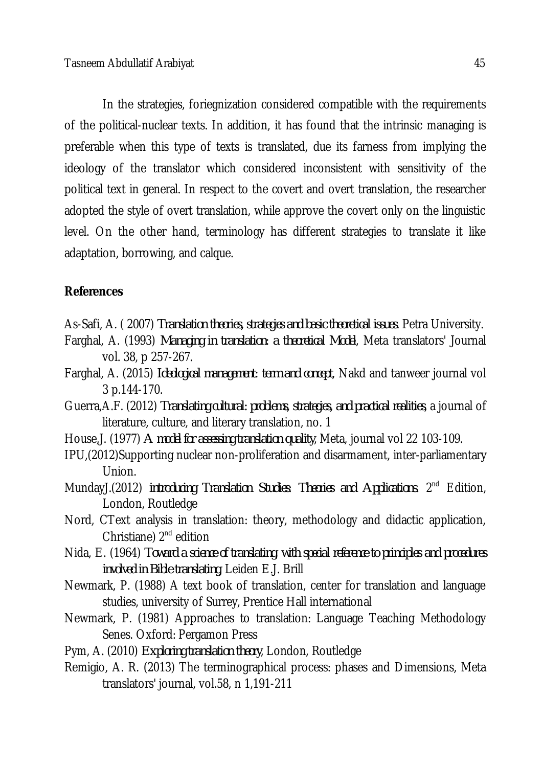In the strategies, foriegnization considered compatible with the requirements of the political-nuclear texts. In addition, it has found that the intrinsic managing is preferable when this type of texts is translated, due its farness from implying the ideology of the translator which considered inconsistent with sensitivity of the political text in general. In respect to the covert and overt translation, the researcher adopted the style of overt translation, while approve the covert only on the linguistic level. On the other hand, terminology has different strategies to translate it like adaptation, borrowing, and calque.

## References

As-Safi, A. ( 2007) *Translation theories, strategies and basic theoretical issues.* Petra University.

Farghal, A. (1993) *Managing in translation: a theoretical Model*, Meta translators' Journal vol. 38, p 257-267.

Farghal, A. (2015) *Ideological management: term and concept*, Nakd and tanweer journal vol 3 p.144-170.

Guerra,A.F. (2012) *Translating cultural: problems, strategies, and practical realities*, a journal of literature, culture, and literary translation, no. 1

House,J. (1977) *A model for assessing translation quality*, Meta, journal vol 22 103-109.

IPU,(2012)Supporting nuclear non-proliferation and disarmament, inter-parliamentary Union.

MundayJ.(2012) *introducing Translation Studies: Theories and Applications.* 2nd Edition, London, Routledge

Nord, CText analysis in translation: theory, methodology and didactic application, Christiane) 2nd edition

Nida, E. (1964) *Toward a science of translating: with special reference to principles and procedures involved in Bible translating.* Leiden E.J. Brill

Newmark, P. (1988) A text book of translation, center for translation and language studies, university of Surrey, Prentice Hall international

Newmark, P. (1981) Approaches to translation: Language Teaching Methodology Senes. Oxford: Pergamon Press

Pym, A. (2010) *Exploring translation theory*, London, Routledge

Remigio, A. R. (2013) The terminographical process: phases and Dimensions, Meta translators' journal, vol.58, n 1,191-211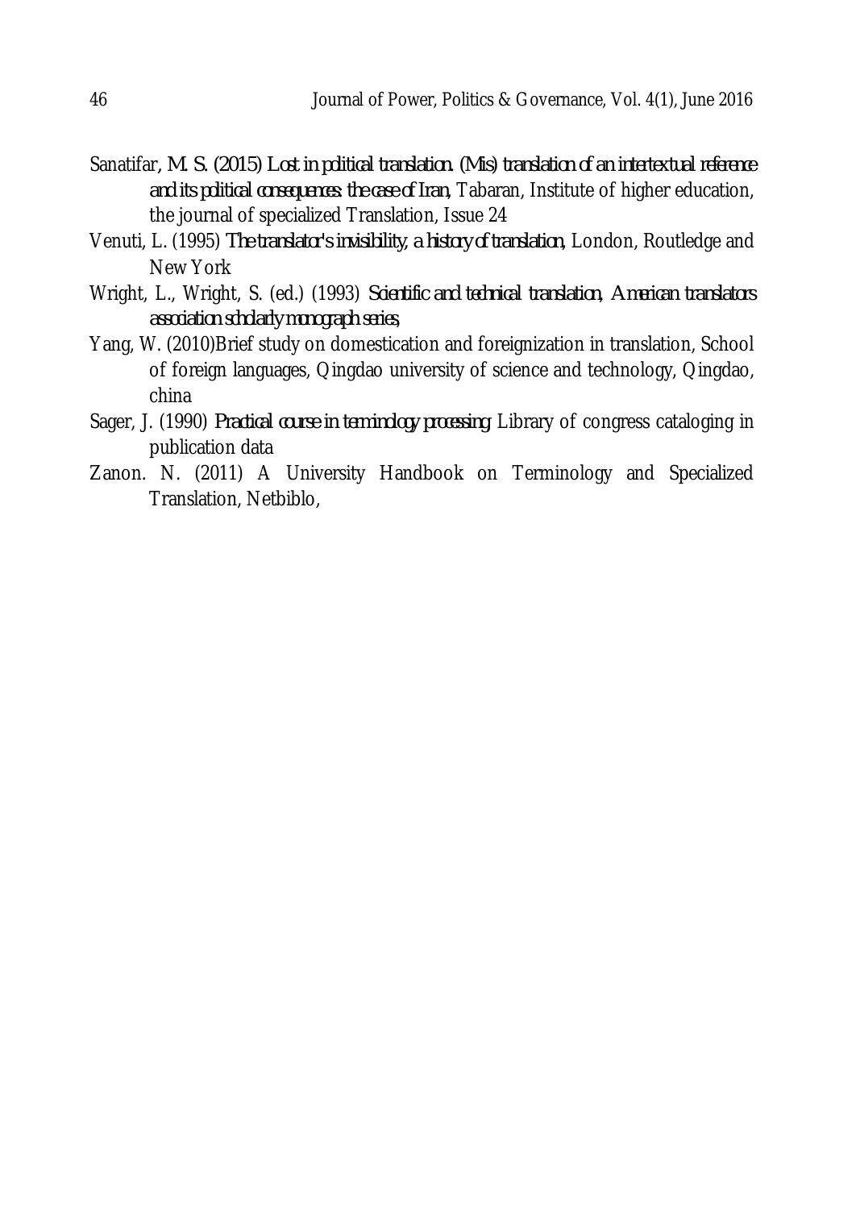Sanatifar, *M. S. (2015) Lost in political translation. (Mis) translation of an intertextual reference and its political consequences: the case of Iran*, Tabaran, Institute of higher education, the journal of specialized Translation, Issue 24

Venuti, L. (1995) *The translator's invisibility, a history of translation*, London, Routledge and New York

Wright, L., Wright, S. (ed.) (1993) *Scientific and technical translation, American translators association scholarly monograph series*,

Yang, W. (2010)Brief study on domestication and foreignization in translation, School of foreign languages, Qingdao university of science and technology, Qingdao, china

Sager, J. (1990) *Practical course in terminology processing*: Library of congress cataloging in publication data

Zanon. N. (2011) A University Handbook on Terminology and Specialized Translation, Netbiblo,